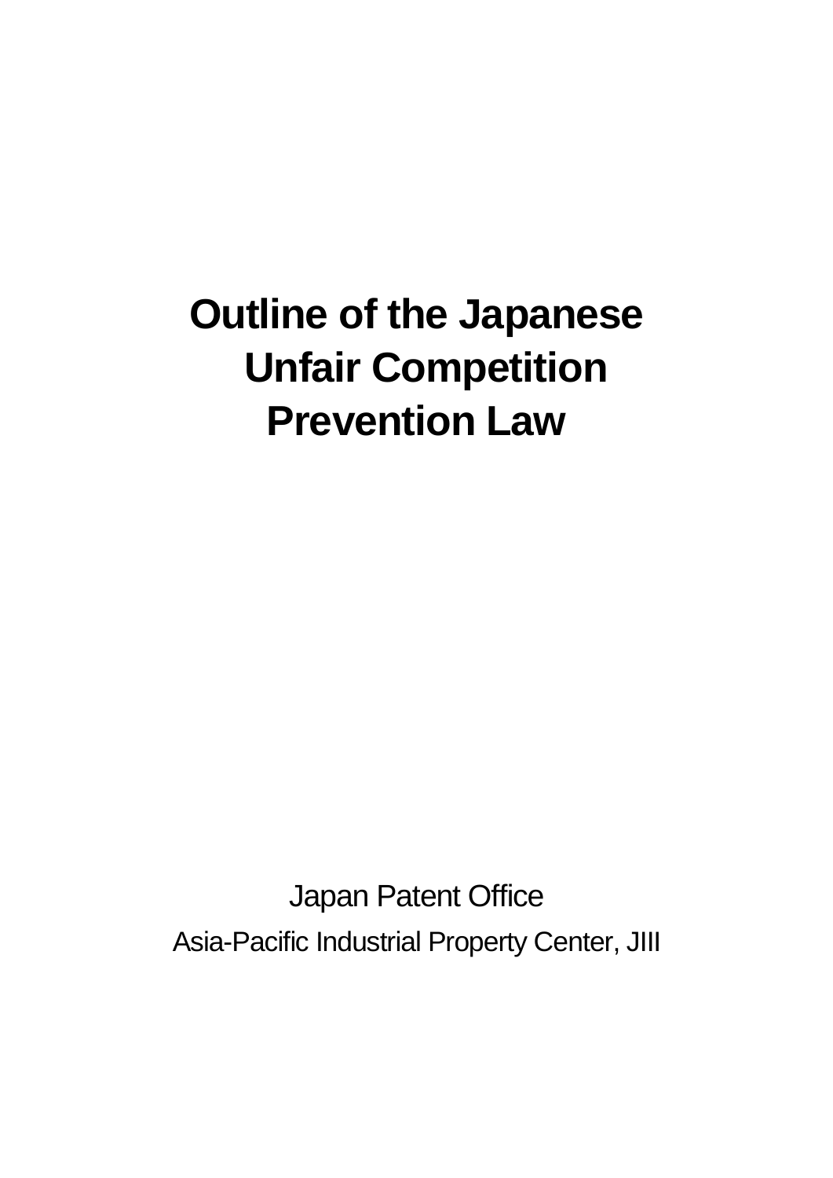# Outline of the Japanese Unfair Competition Prevention Law

Japan Patent Office

Asia-Pacific Industrial Property Center, JIII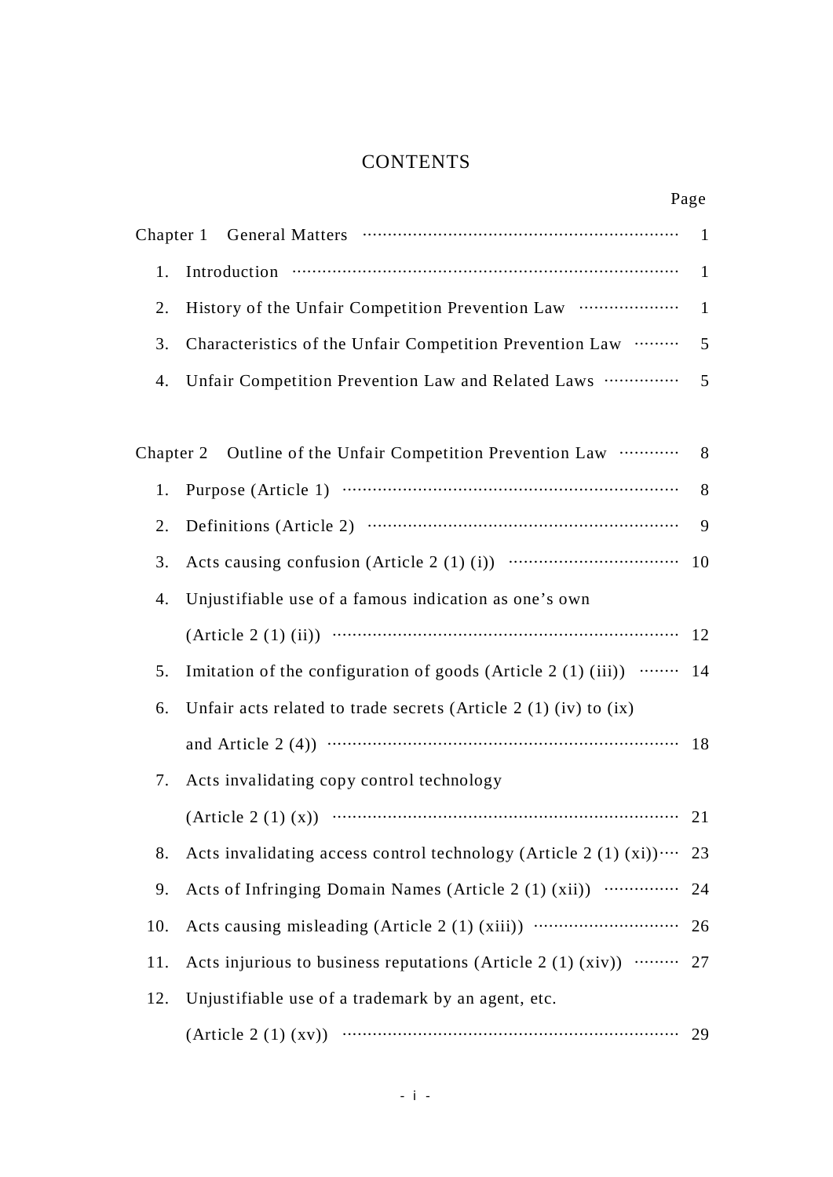# CONTENTS

| | Page |
|---|---|
| Chapter 1 General Matters | 1 |
| 1. Introduction | 1 |
| 2. History of the Unfair Competition Prevention Law | 1 |
| 3. Characteristics of the Unfair Competition Prevention Law | 5 |
| 4. Unfair Competition Prevention Law and Related Laws | 5 |
| | |
| Chapter 2 Outline of the Unfair Competition Prevention Law | 8 |
| 1. Purpose (Article 1) | 8 |
| 2. Definitions (Article 2) | 9 |
| 3. Acts causing confusion (Article 2 (1) (i)) | 10 |
| 4. Unjustifiable use of a famous indication as one's own (Article 2 (1) (ii)) | 12 |
| 5. Imitation of the configuration of goods (Article 2 (1) (iii)) | 14 |
| 6. Unfair acts related to trade secrets (Article 2 (1) (iv) to (ix) and Article 2 (4)) | 18 |
| 7. Acts invalidating copy control technology (Article 2 (1) (x)) | 21 |
| 8. Acts invalidating access control technology (Article 2 (1) (xi)) | 23 |
| 9. Acts of Infringing Domain Names (Article 2 (1) (xii)) | 24 |
| 10. Acts causing misleading (Article 2 (1) (xiii)) | 26 |
| 11. Acts injurious to business reputations (Article 2 (1) (xiv)) | 27 |
| 12. Unjustifiable use of a trademark by an agent, etc. (Article 2 (1) (xv)) | 29 |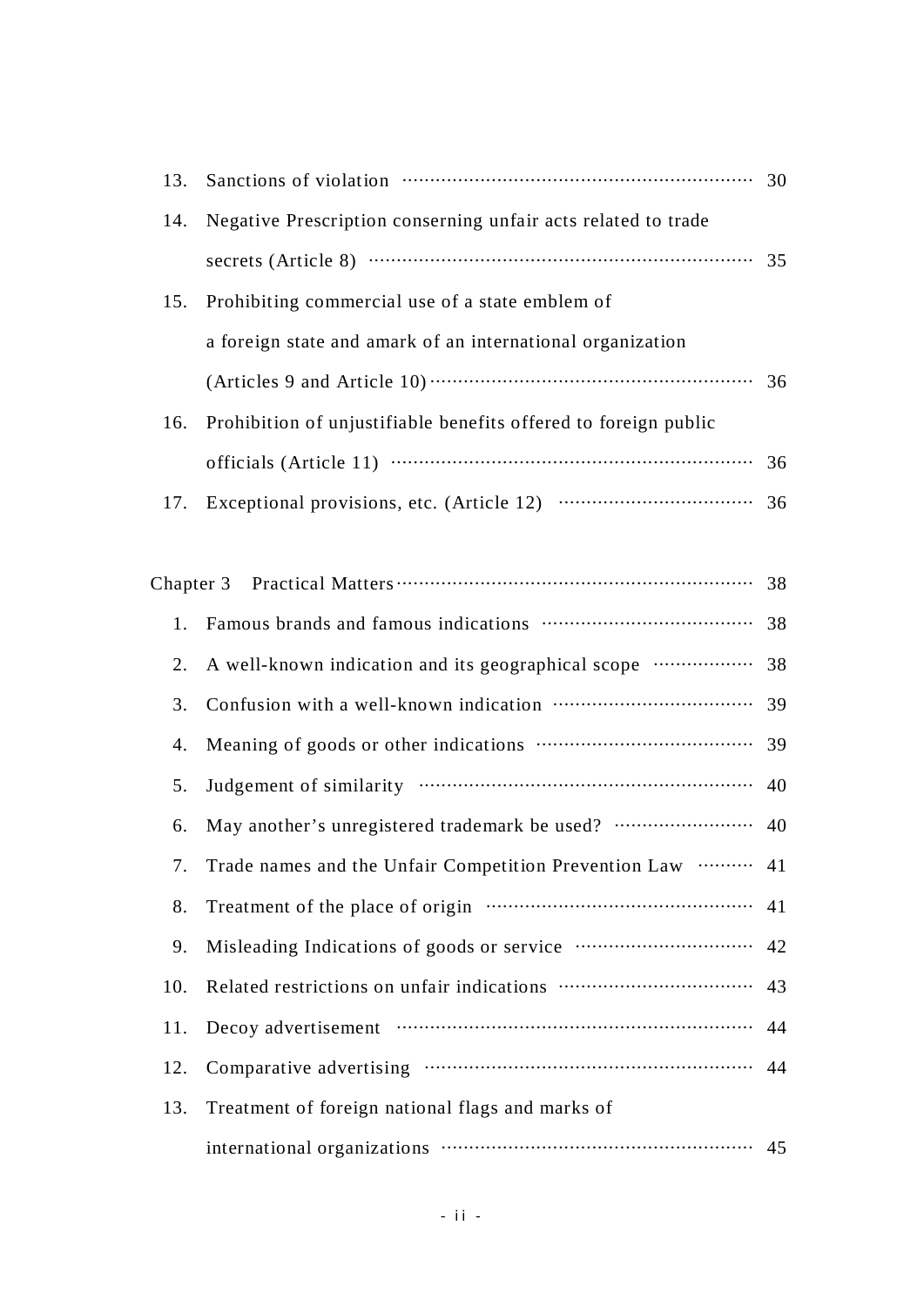13. Sanctions of violation ······························································ 30
14. Negative Prescription conserning unfair acts related to trade secrets (Article 8) ···················································································· 35
15. Prohibiting commercial use of a state emblem of a foreign state and amark of an international organization (Articles 9 and Article 10) ························································ 36
16. Prohibition of unjustifiable benefits offered to foreign public officials (Article 11) ················································································ 36
17. Exceptional provisions, etc. (Article 12) ···································· 36

Chapter 3 Practical Matters ······························································ 38

1. Famous brands and famous indications ····································· 38
2. A well-known indication and its geographical scope ·················· 38
3. Confusion with a well-known indication ···································· 39
4. Meaning of goods or other indications ······································· 39
5. Judgement of similarity ··························································· 40
6. May another's unregistered trademark be used? ························ 40
7. Trade names and the Unfair Competition Prevention Law ·········· 41
8. Treatment of the place of origin ················································ 41
9. Misleading Indications of goods or service ································ 42
10. Related restrictions on unfair indications ··································· 43
11. Decoy advertisement ······························································· 44
12. Comparative advertising ·························································· 44
13. Treatment of foreign national flags and marks of international organizations ······················································· 45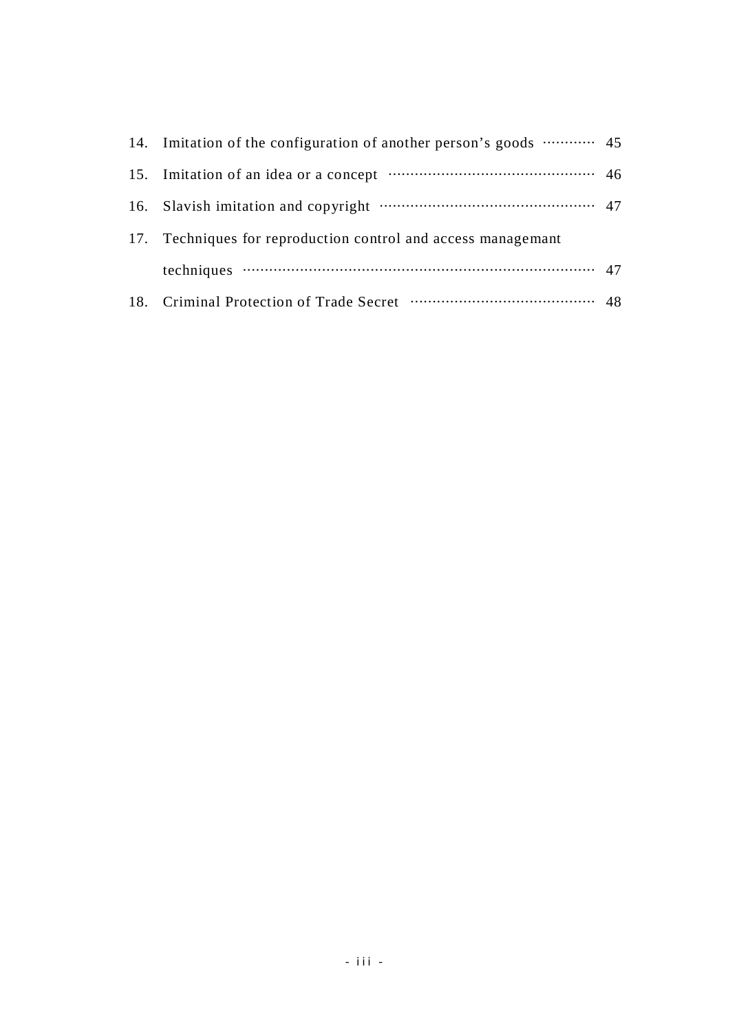14. Imitation of the configuration of another person's goods ………… 45
15. Imitation of an idea or a concept ……………………………………… 46
16. Slavish imitation and copyright ………………………………………… 47
17. Techniques for reproduction control and access managemant techniques ……………………………………………………………………… 47
18. Criminal Protection of Trade Secret ………………………………… 48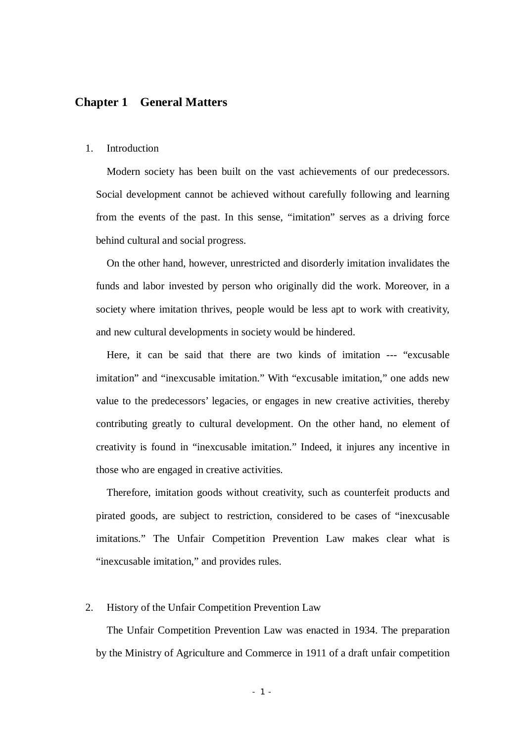# Chapter 1 General Matters

1. Introduction

Modern society has been built on the vast achievements of our predecessors. Social development cannot be achieved without carefully following and learning from the events of the past. In this sense, "imitation" serves as a driving force behind cultural and social progress.

On the other hand, however, unrestricted and disorderly imitation invalidates the funds and labor invested by person who originally did the work. Moreover, in a society where imitation thrives, people would be less apt to work with creativity, and new cultural developments in society would be hindered.

Here, it can be said that there are two kinds of imitation --- "excusable imitation" and "inexcusable imitation." With "excusable imitation," one adds new value to the predecessors' legacies, or engages in new creative activities, thereby contributing greatly to cultural development. On the other hand, no element of creativity is found in "inexcusable imitation." Indeed, it injures any incentive in those who are engaged in creative activities.

Therefore, imitation goods without creativity, such as counterfeit products and pirated goods, are subject to restriction, considered to be cases of "inexcusable imitations." The Unfair Competition Prevention Law makes clear what is "inexcusable imitation," and provides rules.

2. History of the Unfair Competition Prevention Law

The Unfair Competition Prevention Law was enacted in 1934. The preparation by the Ministry of Agriculture and Commerce in 1911 of a draft unfair competition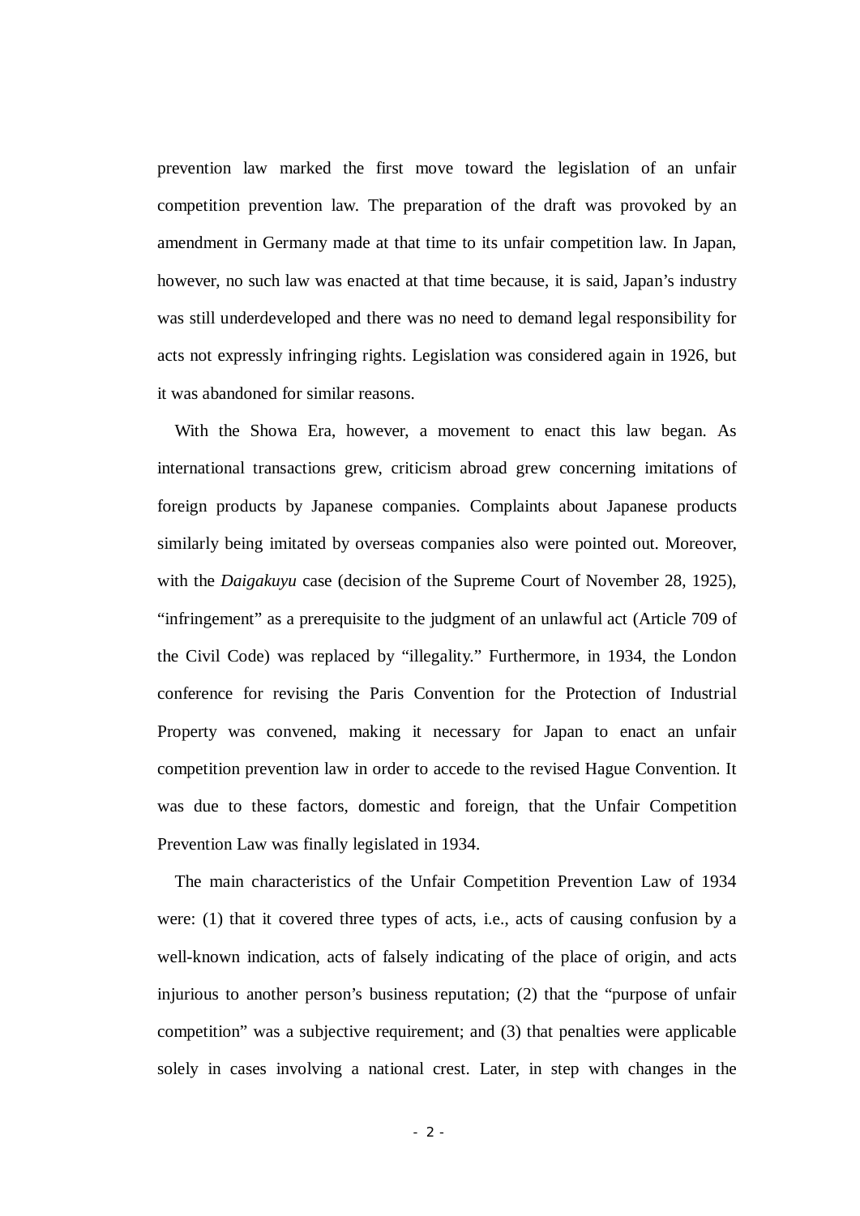prevention law marked the first move toward the legislation of an unfair competition prevention law. The preparation of the draft was provoked by an amendment in Germany made at that time to its unfair competition law. In Japan, however, no such law was enacted at that time because, it is said, Japan's industry was still underdeveloped and there was no need to demand legal responsibility for acts not expressly infringing rights. Legislation was considered again in 1926, but it was abandoned for similar reasons.

With the Showa Era, however, a movement to enact this law began. As international transactions grew, criticism abroad grew concerning imitations of foreign products by Japanese companies. Complaints about Japanese products similarly being imitated by overseas companies also were pointed out. Moreover, with the *Daigakuyu* case (decision of the Supreme Court of November 28, 1925), "infringement" as a prerequisite to the judgment of an unlawful act (Article 709 of the Civil Code) was replaced by "illegality." Furthermore, in 1934, the London conference for revising the Paris Convention for the Protection of Industrial Property was convened, making it necessary for Japan to enact an unfair competition prevention law in order to accede to the revised Hague Convention. It was due to these factors, domestic and foreign, that the Unfair Competition Prevention Law was finally legislated in 1934.

The main characteristics of the Unfair Competition Prevention Law of 1934 were: (1) that it covered three types of acts, i.e., acts of causing confusion by a well-known indication, acts of falsely indicating of the place of origin, and acts injurious to another person's business reputation; (2) that the "purpose of unfair competition" was a subjective requirement; and (3) that penalties were applicable solely in cases involving a national crest. Later, in step with changes in the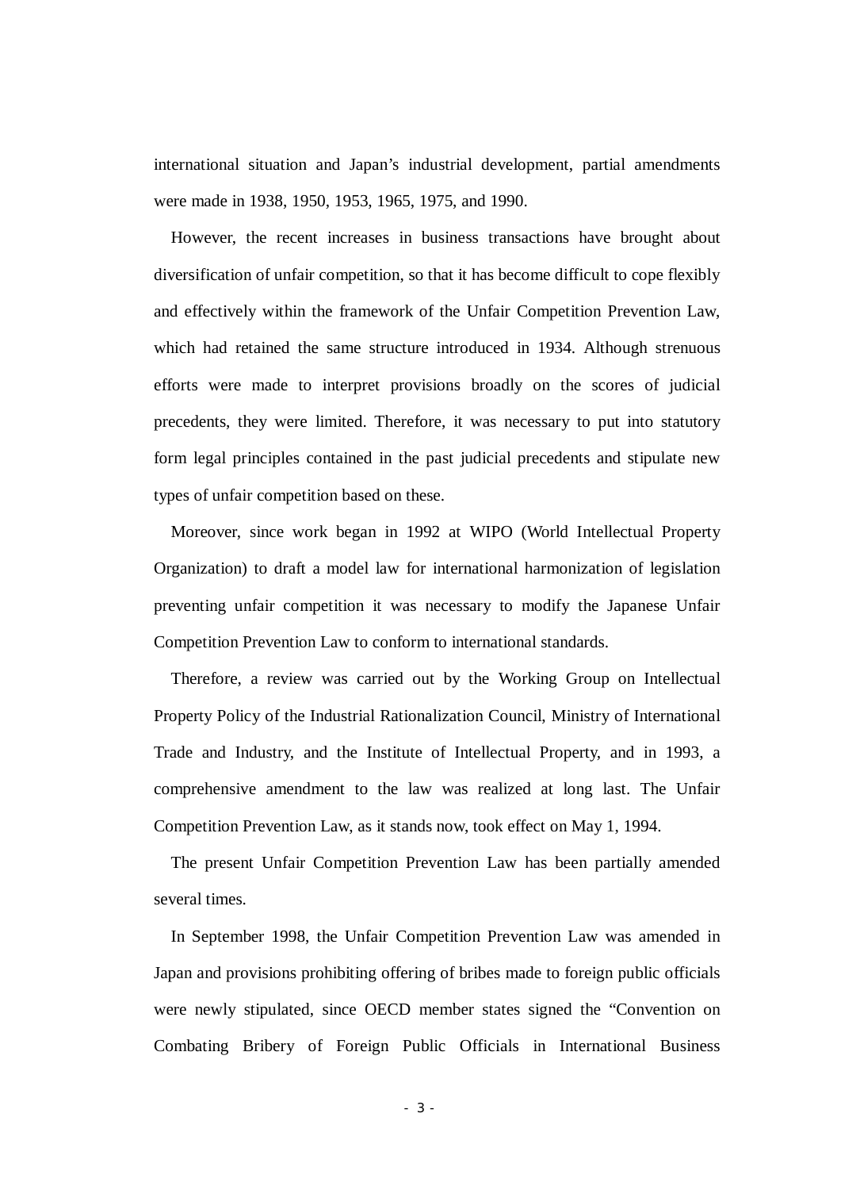international situation and Japan's industrial development, partial amendments were made in 1938, 1950, 1953, 1965, 1975, and 1990.

However, the recent increases in business transactions have brought about diversification of unfair competition, so that it has become difficult to cope flexibly and effectively within the framework of the Unfair Competition Prevention Law, which had retained the same structure introduced in 1934. Although strenuous efforts were made to interpret provisions broadly on the scores of judicial precedents, they were limited. Therefore, it was necessary to put into statutory form legal principles contained in the past judicial precedents and stipulate new types of unfair competition based on these.

Moreover, since work began in 1992 at WIPO (World Intellectual Property Organization) to draft a model law for international harmonization of legislation preventing unfair competition it was necessary to modify the Japanese Unfair Competition Prevention Law to conform to international standards.

Therefore, a review was carried out by the Working Group on Intellectual Property Policy of the Industrial Rationalization Council, Ministry of International Trade and Industry, and the Institute of Intellectual Property, and in 1993, a comprehensive amendment to the law was realized at long last. The Unfair Competition Prevention Law, as it stands now, took effect on May 1, 1994.

The present Unfair Competition Prevention Law has been partially amended several times.

In September 1998, the Unfair Competition Prevention Law was amended in Japan and provisions prohibiting offering of bribes made to foreign public officials were newly stipulated, since OECD member states signed the "Convention on Combating Bribery of Foreign Public Officials in International Business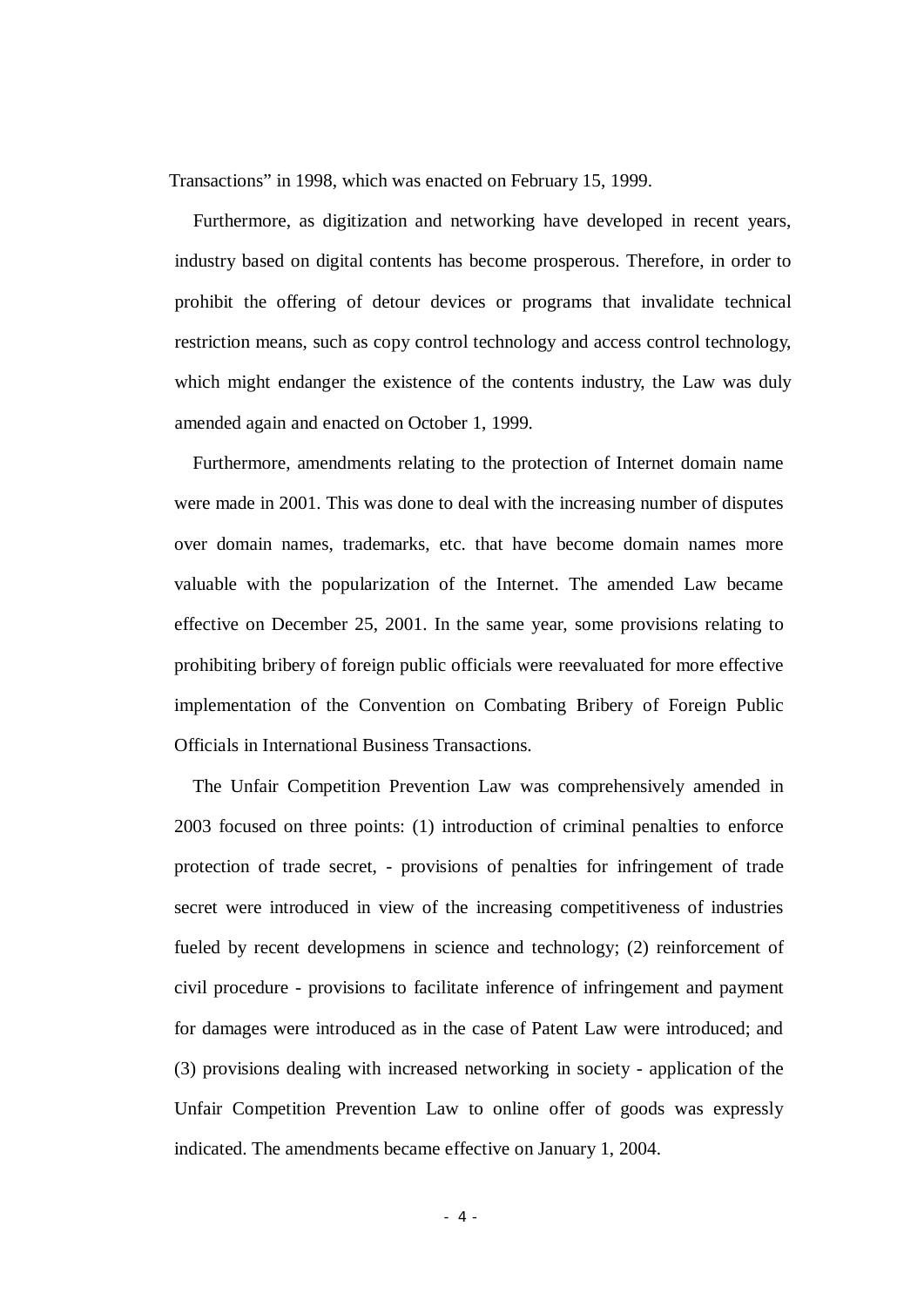Transactions" in 1998, which was enacted on February 15, 1999.

Furthermore, as digitization and networking have developed in recent years, industry based on digital contents has become prosperous. Therefore, in order to prohibit the offering of detour devices or programs that invalidate technical restriction means, such as copy control technology and access control technology, which might endanger the existence of the contents industry, the Law was duly amended again and enacted on October 1, 1999.

Furthermore, amendments relating to the protection of Internet domain name were made in 2001. This was done to deal with the increasing number of disputes over domain names, trademarks, etc. that have become domain names more valuable with the popularization of the Internet. The amended Law became effective on December 25, 2001. In the same year, some provisions relating to prohibiting bribery of foreign public officials were reevaluated for more effective implementation of the Convention on Combating Bribery of Foreign Public Officials in International Business Transactions.

The Unfair Competition Prevention Law was comprehensively amended in 2003 focused on three points: (1) introduction of criminal penalties to enforce protection of trade secret, - provisions of penalties for infringement of trade secret were introduced in view of the increasing competitiveness of industries fueled by recent developmens in science and technology; (2) reinforcement of civil procedure - provisions to facilitate inference of infringement and payment for damages were introduced as in the case of Patent Law were introduced; and (3) provisions dealing with increased networking in society - application of the Unfair Competition Prevention Law to online offer of goods was expressly indicated. The amendments became effective on January 1, 2004.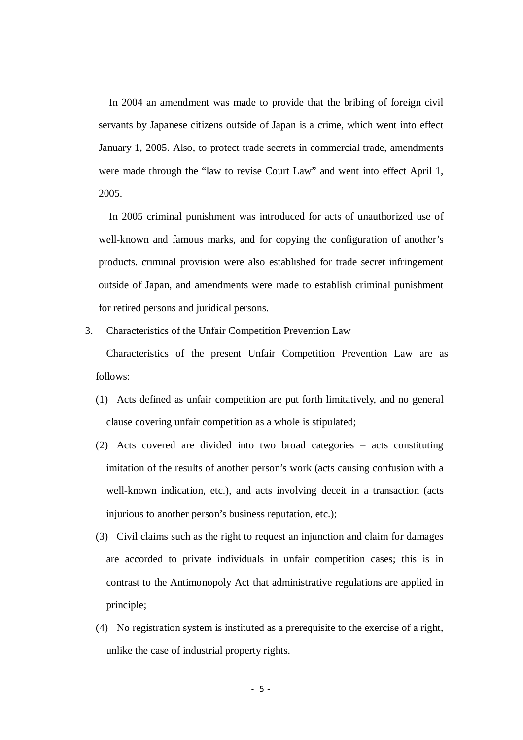In 2004 an amendment was made to provide that the bribing of foreign civil servants by Japanese citizens outside of Japan is a crime, which went into effect January 1, 2005. Also, to protect trade secrets in commercial trade, amendments were made through the "law to revise Court Law" and went into effect April 1, 2005.

In 2005 criminal punishment was introduced for acts of unauthorized use of well-known and famous marks, and for copying the configuration of another's products. criminal provision were also established for trade secret infringement outside of Japan, and amendments were made to establish criminal punishment for retired persons and juridical persons.

## 3. Characteristics of the Unfair Competition Prevention Law

Characteristics of the present Unfair Competition Prevention Law are as follows:

(1) Acts defined as unfair competition are put forth limitatively, and no general clause covering unfair competition as a whole is stipulated;

(2) Acts covered are divided into two broad categories – acts constituting imitation of the results of another person's work (acts causing confusion with a well-known indication, etc.), and acts involving deceit in a transaction (acts injurious to another person's business reputation, etc.);

(3) Civil claims such as the right to request an injunction and claim for damages are accorded to private individuals in unfair competition cases; this is in contrast to the Antimonopoly Act that administrative regulations are applied in principle;

(4) No registration system is instituted as a prerequisite to the exercise of a right, unlike the case of industrial property rights.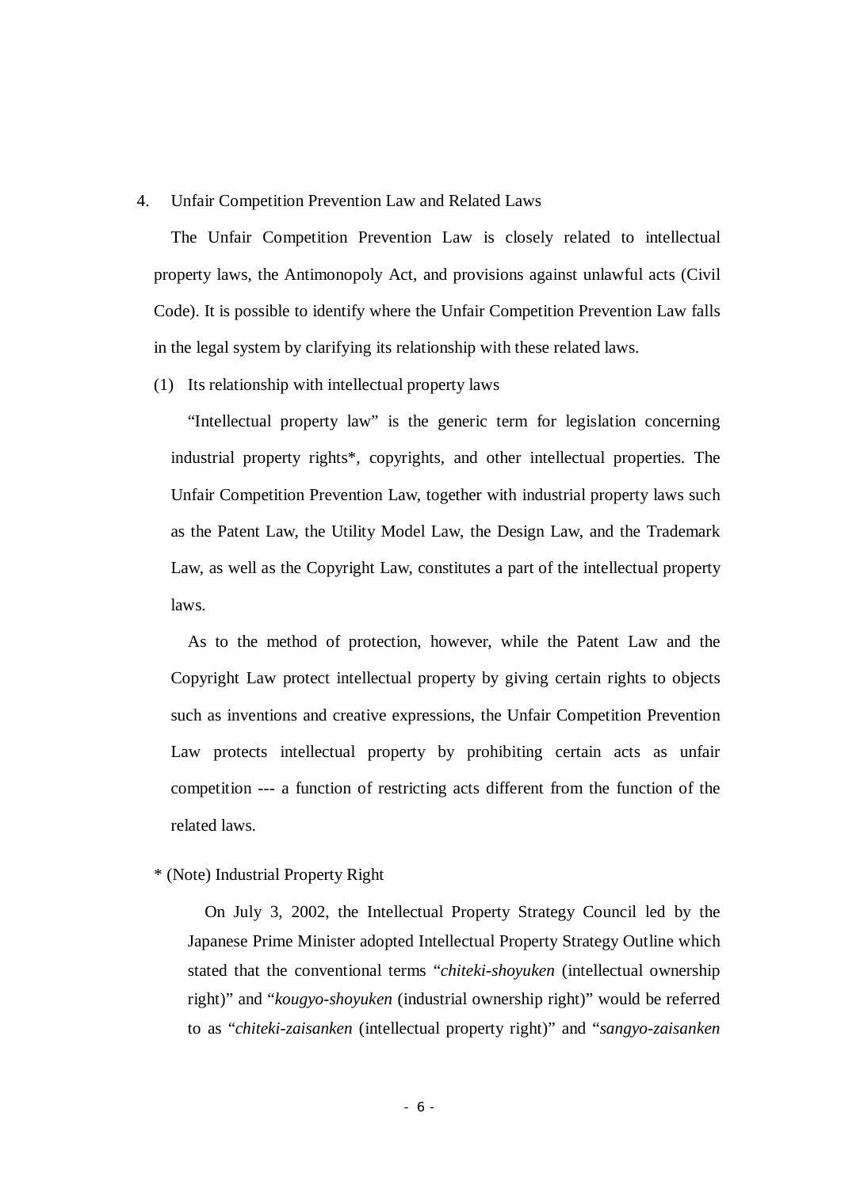## 4. Unfair Competition Prevention Law and Related Laws

The Unfair Competition Prevention Law is closely related to intellectual property laws, the Antimonopoly Act, and provisions against unlawful acts (Civil Code). It is possible to identify where the Unfair Competition Prevention Law falls in the legal system by clarifying its relationship with these related laws.

### (1) Its relationship with intellectual property laws

"Intellectual property law" is the generic term for legislation concerning industrial property rights*, copyrights, and other intellectual properties. The Unfair Competition Prevention Law, together with industrial property laws such as the Patent Law, the Utility Model Law, the Design Law, and the Trademark Law, as well as the Copyright Law, constitutes a part of the intellectual property laws.

As to the method of protection, however, while the Patent Law and the Copyright Law protect intellectual property by giving certain rights to objects such as inventions and creative expressions, the Unfair Competition Prevention Law protects intellectual property by prohibiting certain acts as unfair competition --- a function of restricting acts different from the function of the related laws.

* (Note) Industrial Property Right

On July 3, 2002, the Intellectual Property Strategy Council led by the Japanese Prime Minister adopted Intellectual Property Strategy Outline which stated that the conventional terms "*chiteki-shoyuken* (intellectual ownership right)" and "*kougyo-shoyuken* (industrial ownership right)" would be referred to as "*chiteki-zaisanken* (intellectual property right)" and "*sangyo-zaisanken*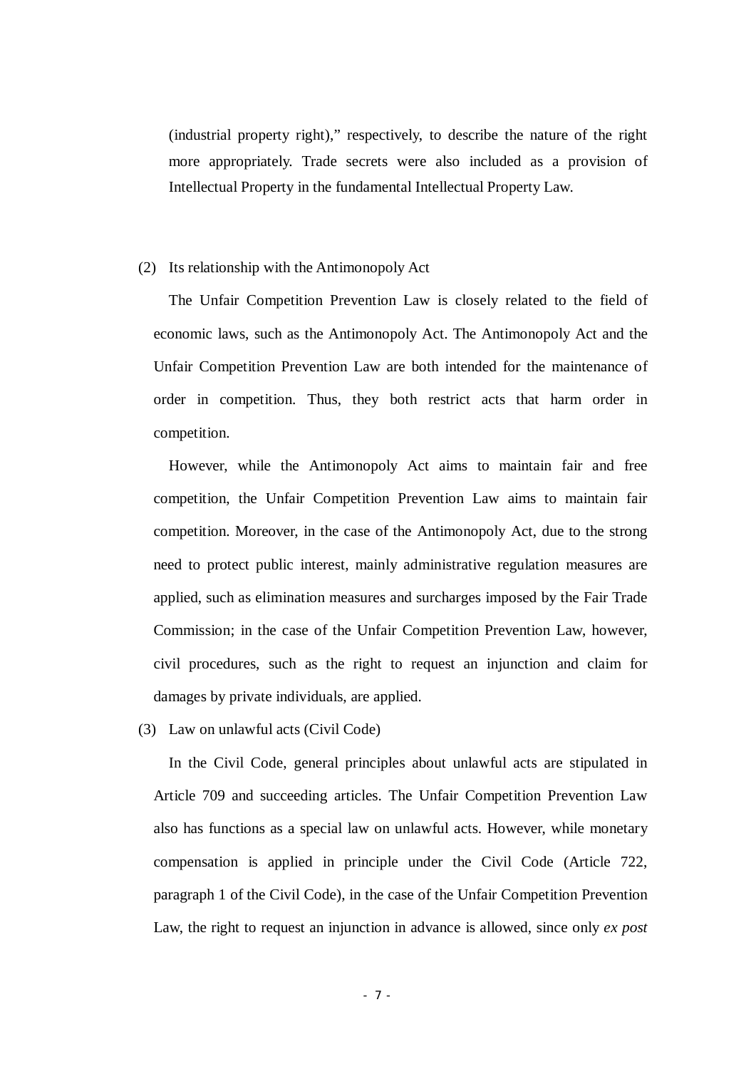(industrial property right)," respectively, to describe the nature of the right more appropriately. Trade secrets were also included as a provision of Intellectual Property in the fundamental Intellectual Property Law.

(2) Its relationship with the Antimonopoly Act

The Unfair Competition Prevention Law is closely related to the field of economic laws, such as the Antimonopoly Act. The Antimonopoly Act and the Unfair Competition Prevention Law are both intended for the maintenance of order in competition. Thus, they both restrict acts that harm order in competition.

However, while the Antimonopoly Act aims to maintain fair and free competition, the Unfair Competition Prevention Law aims to maintain fair competition. Moreover, in the case of the Antimonopoly Act, due to the strong need to protect public interest, mainly administrative regulation measures are applied, such as elimination measures and surcharges imposed by the Fair Trade Commission; in the case of the Unfair Competition Prevention Law, however, civil procedures, such as the right to request an injunction and claim for damages by private individuals, are applied.

(3) Law on unlawful acts (Civil Code)

In the Civil Code, general principles about unlawful acts are stipulated in Article 709 and succeeding articles. The Unfair Competition Prevention Law also has functions as a special law on unlawful acts. However, while monetary compensation is applied in principle under the Civil Code (Article 722, paragraph 1 of the Civil Code), in the case of the Unfair Competition Prevention Law, the right to request an injunction in advance is allowed, since only *ex post*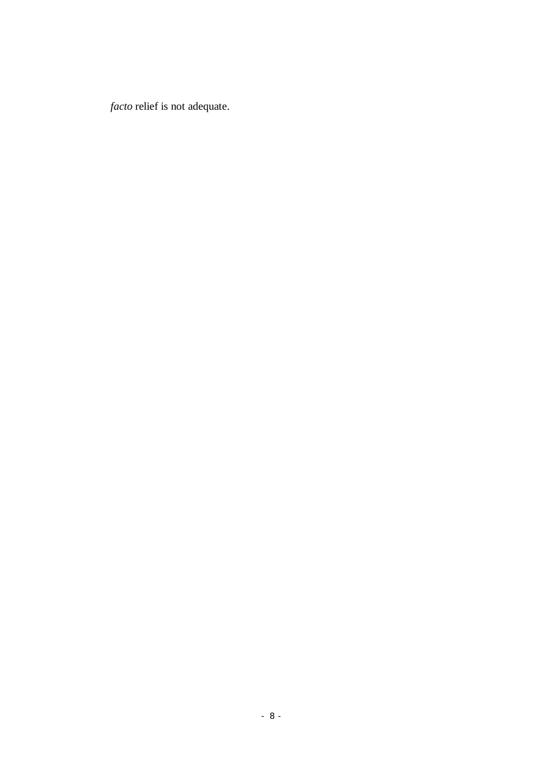*facto* relief is not adequate.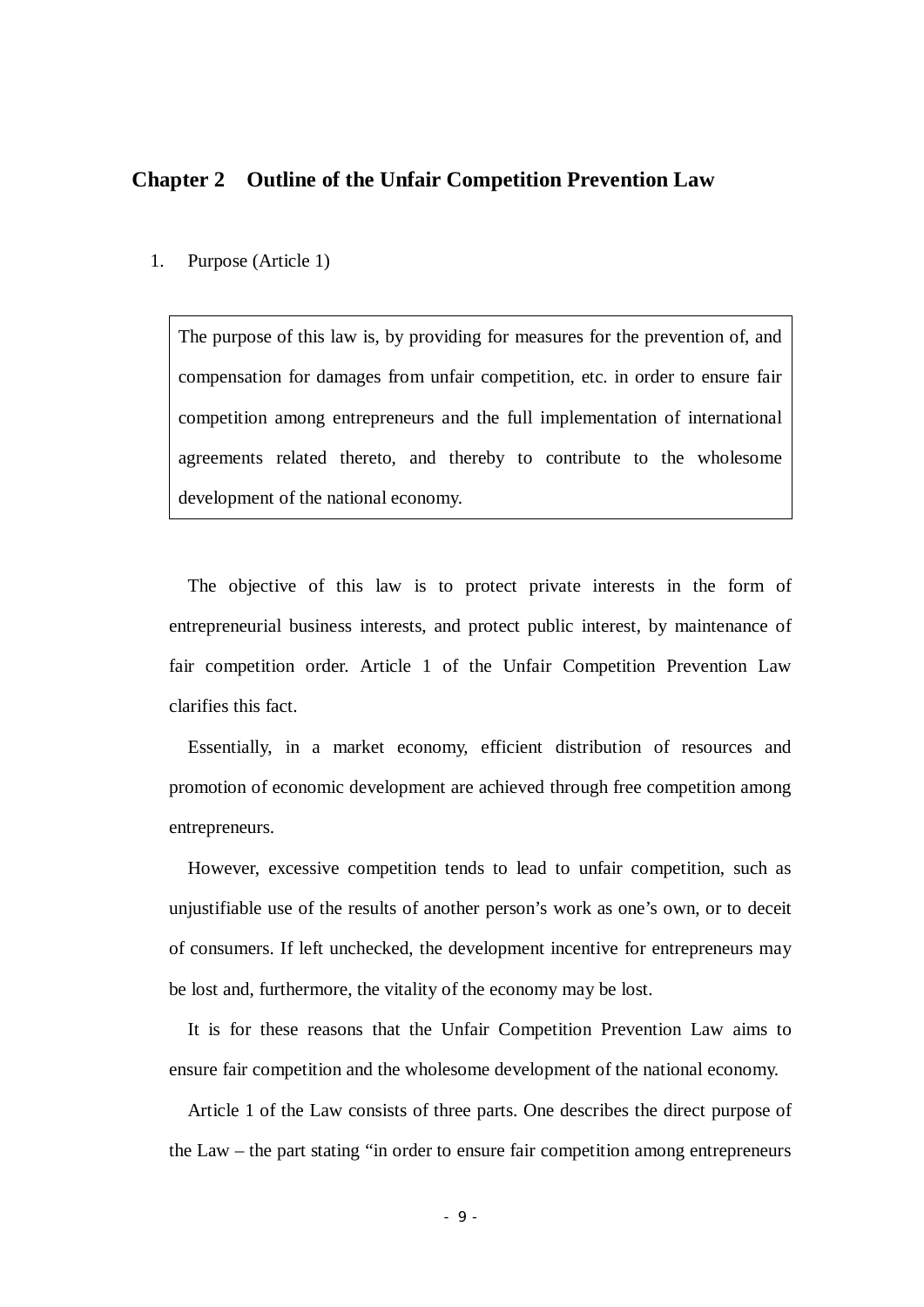## Chapter 2　Outline of the Unfair Competition Prevention Law

1. Purpose (Article 1)

> The purpose of this law is, by providing for measures for the prevention of, and compensation for damages from unfair competition, etc. in order to ensure fair competition among entrepreneurs and the full implementation of international agreements related thereto, and thereby to contribute to the wholesome development of the national economy.

The objective of this law is to protect private interests in the form of entrepreneurial business interests, and protect public interest, by maintenance of fair competition order. Article 1 of the Unfair Competition Prevention Law clarifies this fact.

Essentially, in a market economy, efficient distribution of resources and promotion of economic development are achieved through free competition among entrepreneurs.

However, excessive competition tends to lead to unfair competition, such as unjustifiable use of the results of another person's work as one's own, or to deceit of consumers. If left unchecked, the development incentive for entrepreneurs may be lost and, furthermore, the vitality of the economy may be lost.

It is for these reasons that the Unfair Competition Prevention Law aims to ensure fair competition and the wholesome development of the national economy.

Article 1 of the Law consists of three parts. One describes the direct purpose of the Law – the part stating "in order to ensure fair competition among entrepreneurs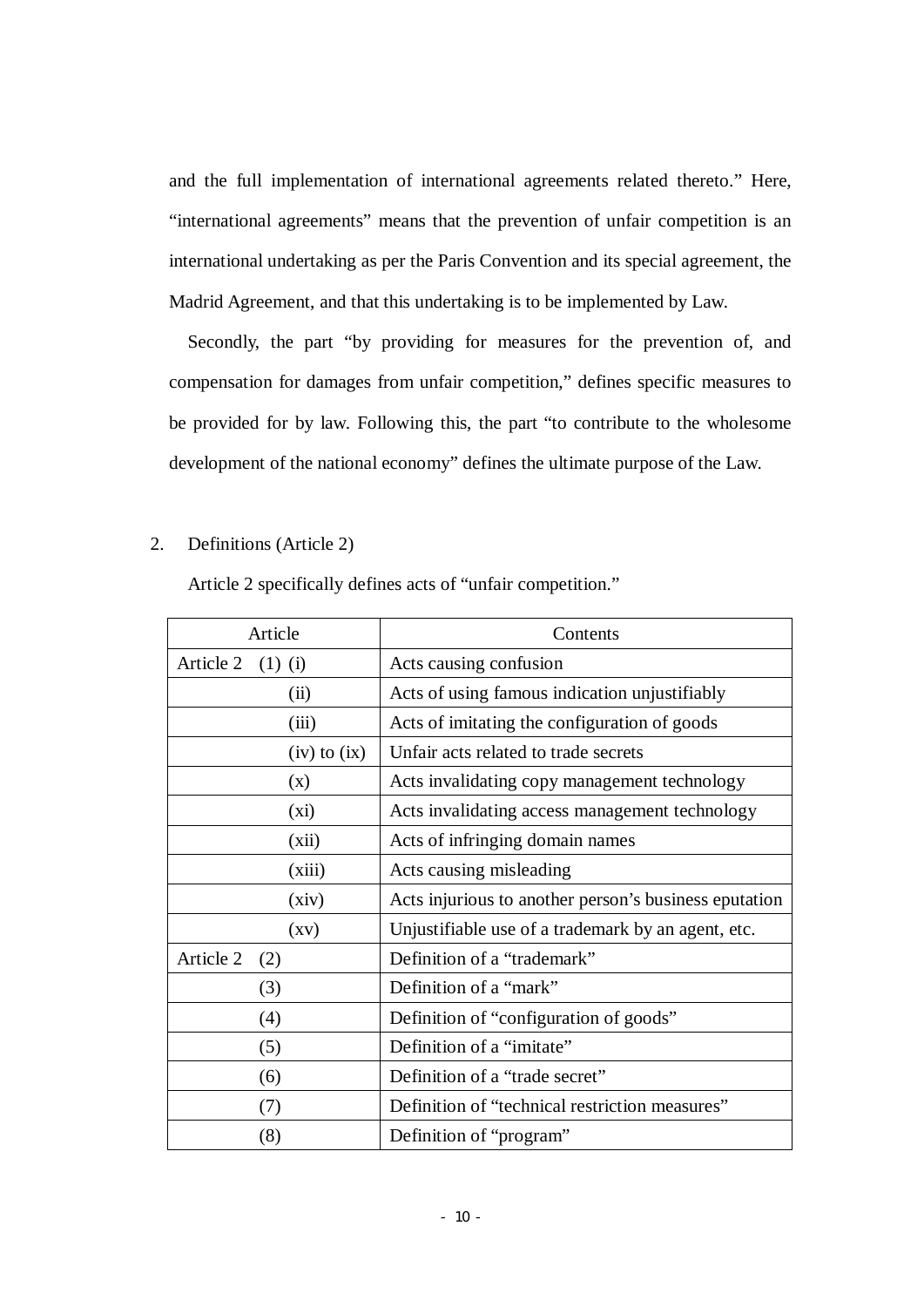and the full implementation of international agreements related thereto." Here, "international agreements" means that the prevention of unfair competition is an international undertaking as per the Paris Convention and its special agreement, the Madrid Agreement, and that this undertaking is to be implemented by Law.

Secondly, the part "by providing for measures for the prevention of, and compensation for damages from unfair competition," defines specific measures to be provided for by law. Following this, the part "to contribute to the wholesome development of the national economy" defines the ultimate purpose of the Law.

## 2. Definitions (Article 2)

Article 2 specifically defines acts of "unfair competition."

| Article | Contents |
|---|---|
| Article 2 (1) (i) | Acts causing confusion |
| (ii) | Acts of using famous indication unjustifiably |
| (iii) | Acts of imitating the configuration of goods |
| (iv) to (ix) | Unfair acts related to trade secrets |
| (x) | Acts invalidating copy management technology |
| (xi) | Acts invalidating access management technology |
| (xii) | Acts of infringing domain names |
| (xiii) | Acts causing misleading |
| (xiv) | Acts injurious to another person's business eputation |
| (xv) | Unjustifiable use of a trademark by an agent, etc. |
| Article 2 (2) | Definition of a "trademark" |
| (3) | Definition of a "mark" |
| (4) | Definition of "configuration of goods" |
| (5) | Definition of a "imitate" |
| (6) | Definition of a "trade secret" |
| (7) | Definition of "technical restriction measures" |
| (8) | Definition of "program" |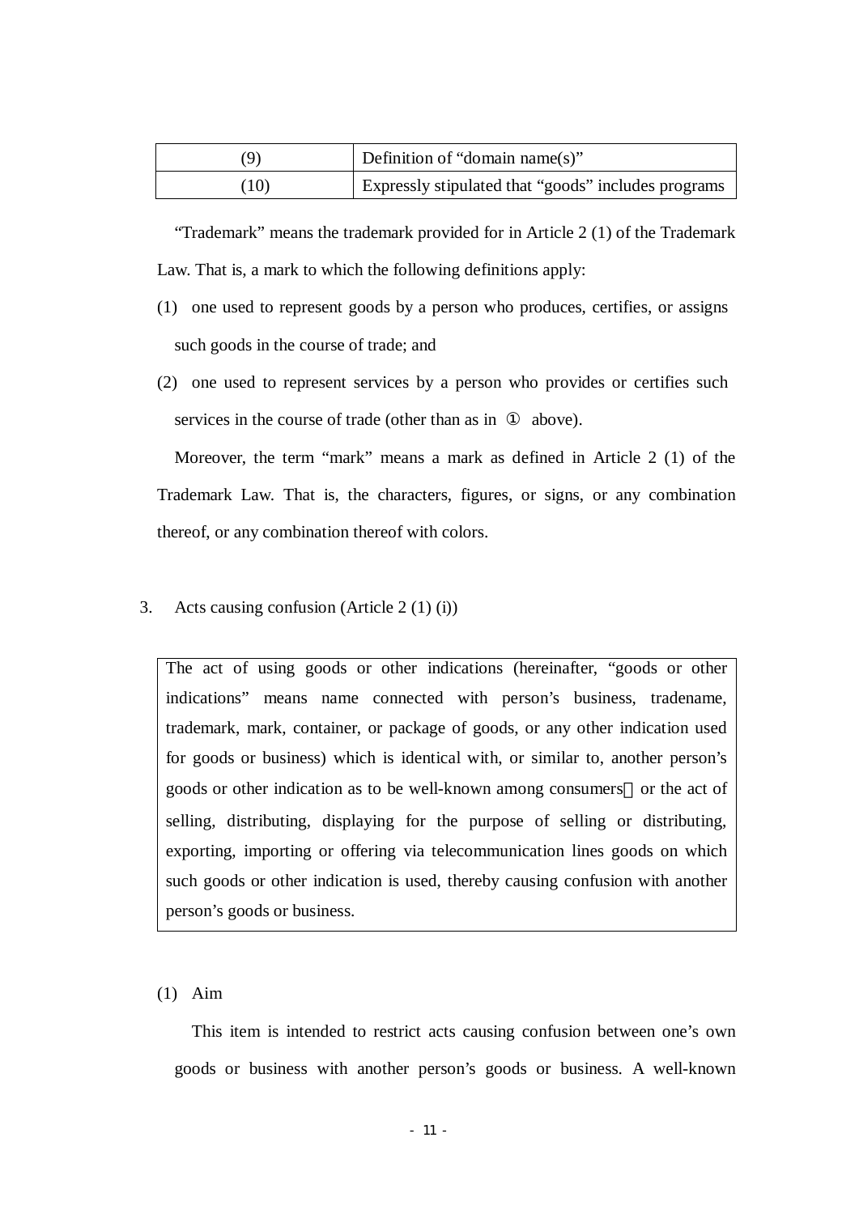| (9) | Definition of “domain name(s)” |
| --- | --- |
| (10) | Expressly stipulated that “goods” includes programs |

“Trademark” means the trademark provided for in Article 2 (1) of the Trademark Law. That is, a mark to which the following definitions apply:

(1) one used to represent goods by a person who produces, certifies, or assigns such goods in the course of trade; and

(2) one used to represent services by a person who provides or certifies such services in the course of trade (other than as in ① above).

Moreover, the term “mark” means a mark as defined in Article 2 (1) of the Trademark Law. That is, the characters, figures, or signs, or any combination thereof, or any combination thereof with colors.

## 3. Acts causing confusion (Article 2 (1) (i))

> The act of using goods or other indications (hereinafter, “goods or other indications” means name connected with person’s business, tradename, trademark, mark, container, or package of goods, or any other indication used for goods or business) which is identical with, or similar to, another person’s goods or other indication as to be well-known among consumers, or the act of selling, distributing, displaying for the purpose of selling or distributing, exporting, importing or offering via telecommunication lines goods on which such goods or other indication is used, thereby causing confusion with another person’s goods or business.

### (1) Aim

This item is intended to restrict acts causing confusion between one’s own goods or business with another person’s goods or business. A well-known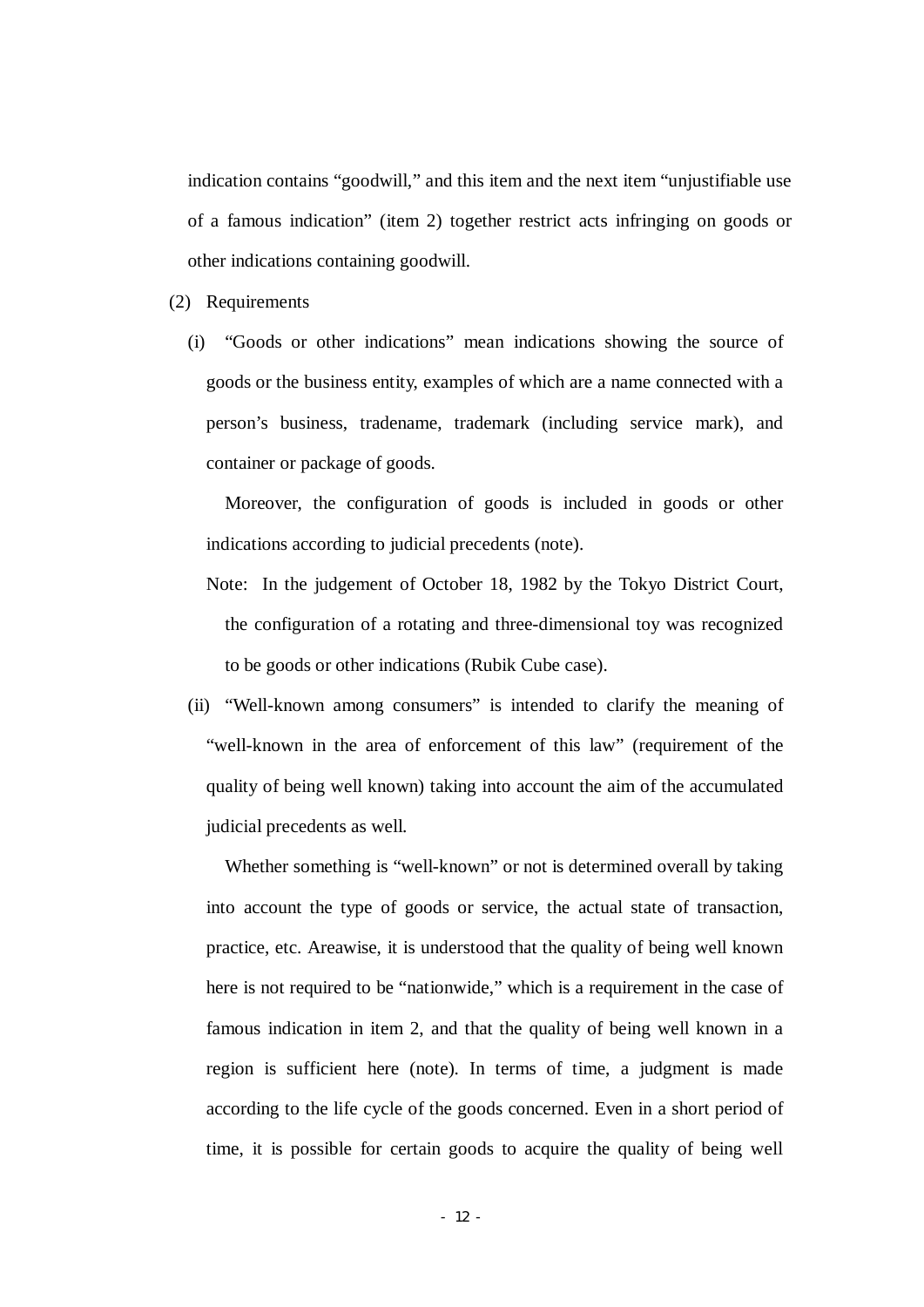indication contains “goodwill,” and this item and the next item “unjustifiable use of a famous indication” (item 2) together restrict acts infringing on goods or other indications containing goodwill.

(2) Requirements

(i) “Goods or other indications” mean indications showing the source of goods or the business entity, examples of which are a name connected with a person’s business, tradename, trademark (including service mark), and container or package of goods.

Moreover, the configuration of goods is included in goods or other indications according to judicial precedents (note).

Note: In the judgement of October 18, 1982 by the Tokyo District Court, the configuration of a rotating and three-dimensional toy was recognized to be goods or other indications (Rubik Cube case).

(ii) “Well-known among consumers” is intended to clarify the meaning of “well-known in the area of enforcement of this law” (requirement of the quality of being well known) taking into account the aim of the accumulated judicial precedents as well.

Whether something is “well-known” or not is determined overall by taking into account the type of goods or service, the actual state of transaction, practice, etc. Areawise, it is understood that the quality of being well known here is not required to be “nationwide,” which is a requirement in the case of famous indication in item 2, and that the quality of being well known in a region is sufficient here (note). In terms of time, a judgment is made according to the life cycle of the goods concerned. Even in a short period of time, it is possible for certain goods to acquire the quality of being well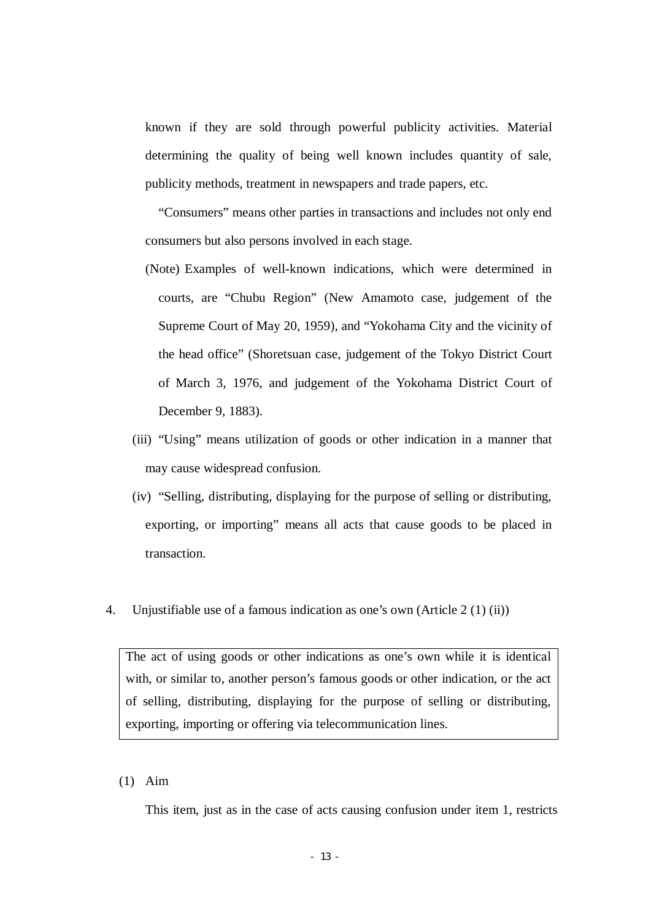known if they are sold through powerful publicity activities. Material determining the quality of being well known includes quantity of sale, publicity methods, treatment in newspapers and trade papers, etc.

"Consumers" means other parties in transactions and includes not only end consumers but also persons involved in each stage.

(Note) Examples of well-known indications, which were determined in courts, are "Chubu Region" (New Amamoto case, judgement of the Supreme Court of May 20, 1959), and "Yokohama City and the vicinity of the head office" (Shoretsuan case, judgement of the Tokyo District Court of March 3, 1976, and judgement of the Yokohama District Court of December 9, 1883).

(iii) "Using" means utilization of goods or other indication in a manner that may cause widespread confusion.

(iv) "Selling, distributing, displaying for the purpose of selling or distributing, exporting, or importing" means all acts that cause goods to be placed in transaction.

4. Unjustifiable use of a famous indication as one's own (Article 2 (1) (ii))

> The act of using goods or other indications as one's own while it is identical with, or similar to, another person's famous goods or other indication, or the act of selling, distributing, displaying for the purpose of selling or distributing, exporting, importing or offering via telecommunication lines.

(1) Aim

This item, just as in the case of acts causing confusion under item 1, restricts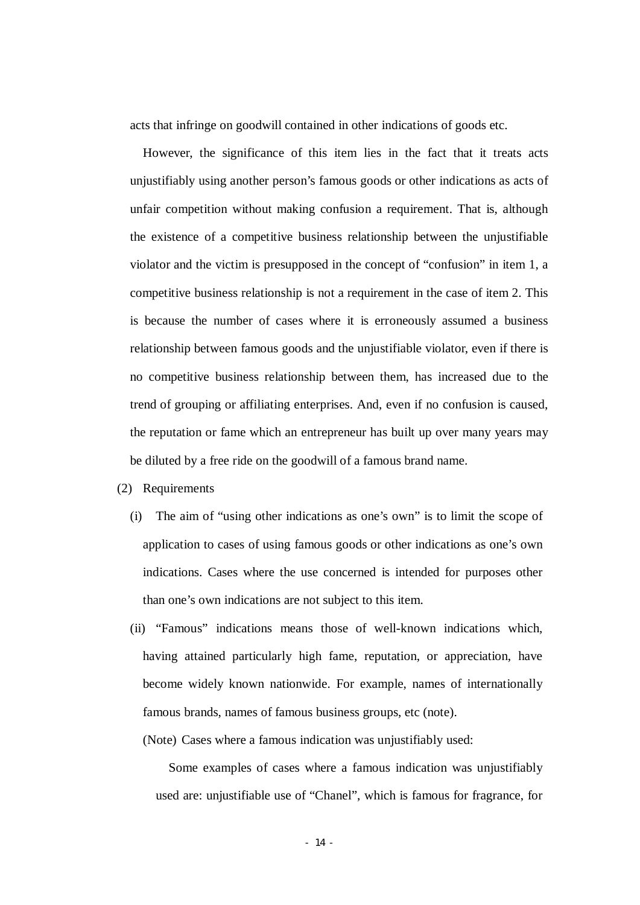acts that infringe on goodwill contained in other indications of goods etc.

However, the significance of this item lies in the fact that it treats acts unjustifiably using another person's famous goods or other indications as acts of unfair competition without making confusion a requirement. That is, although the existence of a competitive business relationship between the unjustifiable violator and the victim is presupposed in the concept of "confusion" in item 1, a competitive business relationship is not a requirement in the case of item 2. This is because the number of cases where it is erroneously assumed a business relationship between famous goods and the unjustifiable violator, even if there is no competitive business relationship between them, has increased due to the trend of grouping or affiliating enterprises. And, even if no confusion is caused, the reputation or fame which an entrepreneur has built up over many years may be diluted by a free ride on the goodwill of a famous brand name.

(2) Requirements

(i) The aim of "using other indications as one's own" is to limit the scope of application to cases of using famous goods or other indications as one's own indications. Cases where the use concerned is intended for purposes other than one's own indications are not subject to this item.

(ii) "Famous" indications means those of well-known indications which, having attained particularly high fame, reputation, or appreciation, have become widely known nationwide. For example, names of internationally famous brands, names of famous business groups, etc (note).

(Note) Cases where a famous indication was unjustifiably used:

Some examples of cases where a famous indication was unjustifiably used are: unjustifiable use of "Chanel", which is famous for fragrance, for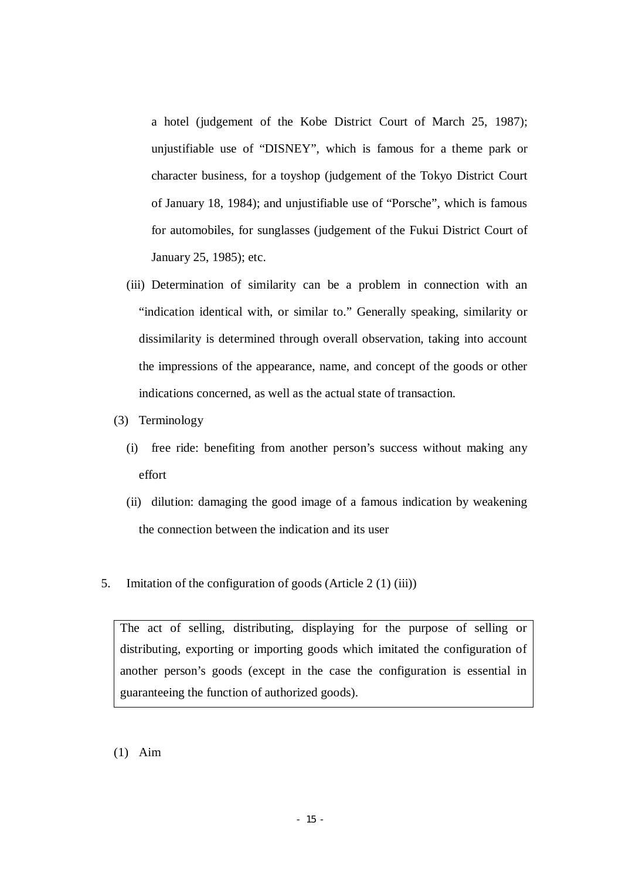a hotel (judgement of the Kobe District Court of March 25, 1987); unjustifiable use of "DISNEY", which is famous for a theme park or character business, for a toyshop (judgement of the Tokyo District Court of January 18, 1984); and unjustifiable use of "Porsche", which is famous for automobiles, for sunglasses (judgement of the Fukui District Court of January 25, 1985); etc.

(iii) Determination of similarity can be a problem in connection with an "indication identical with, or similar to." Generally speaking, similarity or dissimilarity is determined through overall observation, taking into account the impressions of the appearance, name, and concept of the goods or other indications concerned, as well as the actual state of transaction.

(3) Terminology

(i) free ride: benefiting from another person's success without making any effort

(ii) dilution: damaging the good image of a famous indication by weakening the connection between the indication and its user

5. Imitation of the configuration of goods (Article 2 (1) (iii))

| The act of selling, distributing, displaying for the purpose of selling or distributing, exporting or importing goods which imitated the configuration of another person's goods (except in the case the configuration is essential in guaranteeing the function of authorized goods). |
|---|

(1) Aim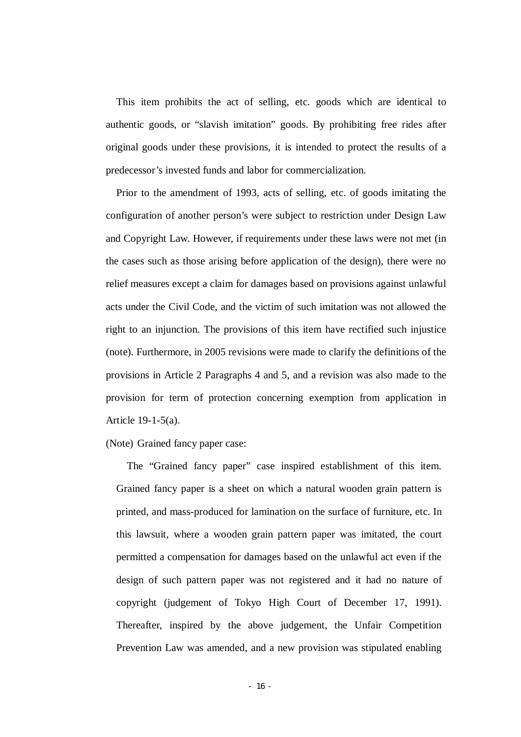This item prohibits the act of selling, etc. goods which are identical to authentic goods, or "slavish imitation" goods. By prohibiting free rides after original goods under these provisions, it is intended to protect the results of a predecessor's invested funds and labor for commercialization.

Prior to the amendment of 1993, acts of selling, etc. of goods imitating the configuration of another person's were subject to restriction under Design Law and Copyright Law. However, if requirements under these laws were not met (in the cases such as those arising before application of the design), there were no relief measures except a claim for damages based on provisions against unlawful acts under the Civil Code, and the victim of such imitation was not allowed the right to an injunction. The provisions of this item have rectified such injustice (note). Furthermore, in 2005 revisions were made to clarify the definitions of the provisions in Article 2 Paragraphs 4 and 5, and a revision was also made to the provision for term of protection concerning exemption from application in Article 19-1-5(a).

(Note) Grained fancy paper case:

The "Grained fancy paper" case inspired establishment of this item. Grained fancy paper is a sheet on which a natural wooden grain pattern is printed, and mass-produced for lamination on the surface of furniture, etc. In this lawsuit, where a wooden grain pattern paper was imitated, the court permitted a compensation for damages based on the unlawful act even if the design of such pattern paper was not registered and it had no nature of copyright (judgement of Tokyo High Court of December 17, 1991). Thereafter, inspired by the above judgement, the Unfair Competition Prevention Law was amended, and a new provision was stipulated enabling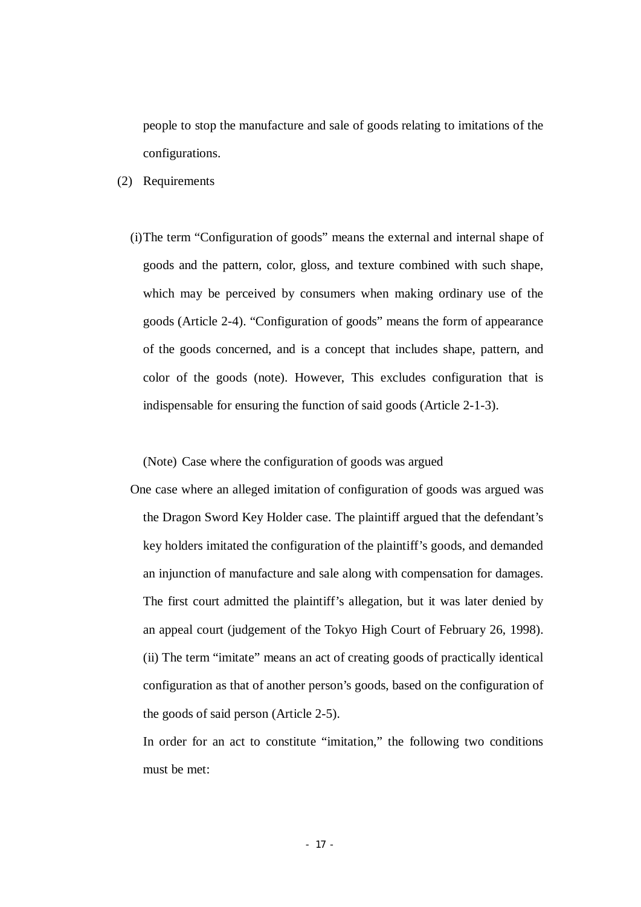people to stop the manufacture and sale of goods relating to imitations of the configurations.

(2) Requirements

(i) The term “Configuration of goods” means the external and internal shape of goods and the pattern, color, gloss, and texture combined with such shape, which may be perceived by consumers when making ordinary use of the goods (Article 2-4). “Configuration of goods” means the form of appearance of the goods concerned, and is a concept that includes shape, pattern, and color of the goods (note). However, This excludes configuration that is indispensable for ensuring the function of said goods (Article 2-1-3).

(Note) Case where the configuration of goods was argued

One case where an alleged imitation of configuration of goods was argued was the Dragon Sword Key Holder case. The plaintiff argued that the defendant’s key holders imitated the configuration of the plaintiff’s goods, and demanded an injunction of manufacture and sale along with compensation for damages. The first court admitted the plaintiff’s allegation, but it was later denied by an appeal court (judgement of the Tokyo High Court of February 26, 1998).

(ii) The term “imitate” means an act of creating goods of practically identical configuration as that of another person’s goods, based on the configuration of the goods of said person (Article 2-5).

In order for an act to constitute “imitation,” the following two conditions must be met: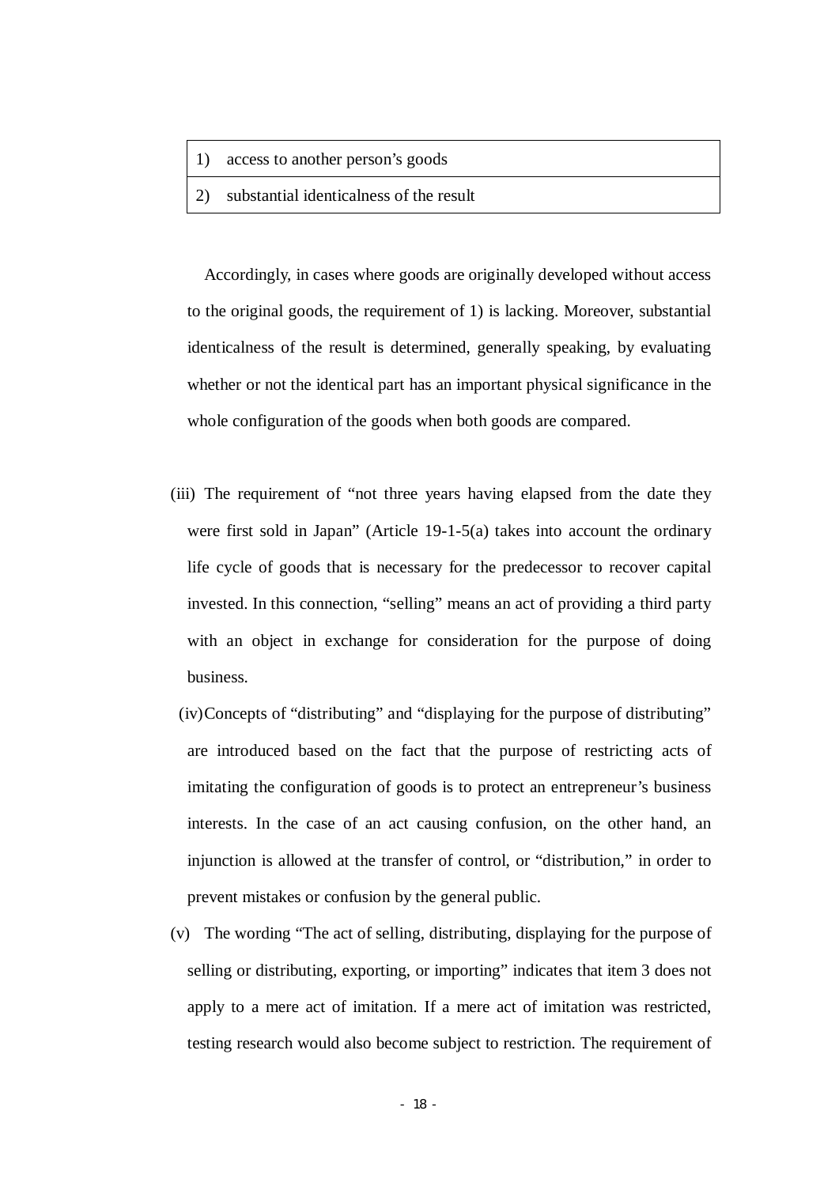| 1) | access to another person's goods |
|---|---|
| 2) | substantial identicalness of the result |

Accordingly, in cases where goods are originally developed without access to the original goods, the requirement of 1) is lacking. Moreover, substantial identicalness of the result is determined, generally speaking, by evaluating whether or not the identical part has an important physical significance in the whole configuration of the goods when both goods are compared.

(iii) The requirement of "not three years having elapsed from the date they were first sold in Japan" (Article 19-1-5(a) takes into account the ordinary life cycle of goods that is necessary for the predecessor to recover capital invested. In this connection, "selling" means an act of providing a third party with an object in exchange for consideration for the purpose of doing business.

(iv) Concepts of "distributing" and "displaying for the purpose of distributing" are introduced based on the fact that the purpose of restricting acts of imitating the configuration of goods is to protect an entrepreneur's business interests. In the case of an act causing confusion, on the other hand, an injunction is allowed at the transfer of control, or "distribution," in order to prevent mistakes or confusion by the general public.

(v) The wording "The act of selling, distributing, displaying for the purpose of selling or distributing, exporting, or importing" indicates that item 3 does not apply to a mere act of imitation. If a mere act of imitation was restricted, testing research would also become subject to restriction. The requirement of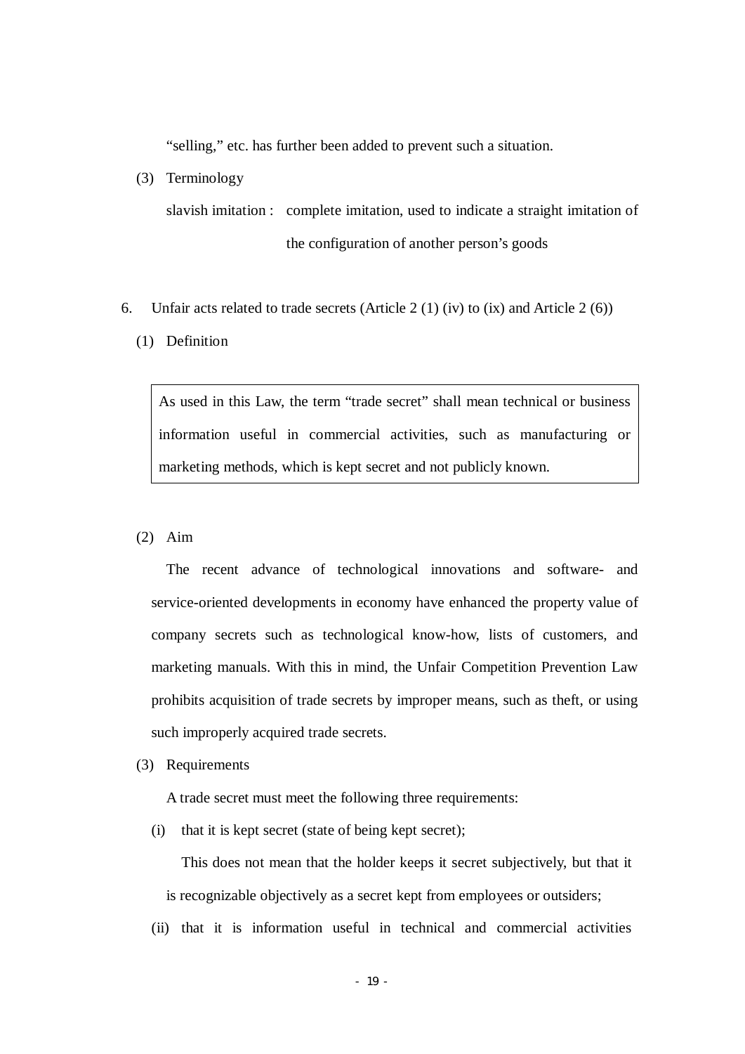"selling," etc. has further been added to prevent such a situation.

(3) Terminology

slavish imitation : complete imitation, used to indicate a straight imitation of the configuration of another person's goods

6. Unfair acts related to trade secrets (Article 2 (1) (iv) to (ix) and Article 2 (6))

(1) Definition

> As used in this Law, the term "trade secret" shall mean technical or business information useful in commercial activities, such as manufacturing or marketing methods, which is kept secret and not publicly known.

(2) Aim

The recent advance of technological innovations and software- and service-oriented developments in economy have enhanced the property value of company secrets such as technological know-how, lists of customers, and marketing manuals. With this in mind, the Unfair Competition Prevention Law prohibits acquisition of trade secrets by improper means, such as theft, or using such improperly acquired trade secrets.

(3) Requirements

A trade secret must meet the following three requirements:

(i) that it is kept secret (state of being kept secret);

This does not mean that the holder keeps it secret subjectively, but that it is recognizable objectively as a secret kept from employees or outsiders;

(ii) that it is information useful in technical and commercial activities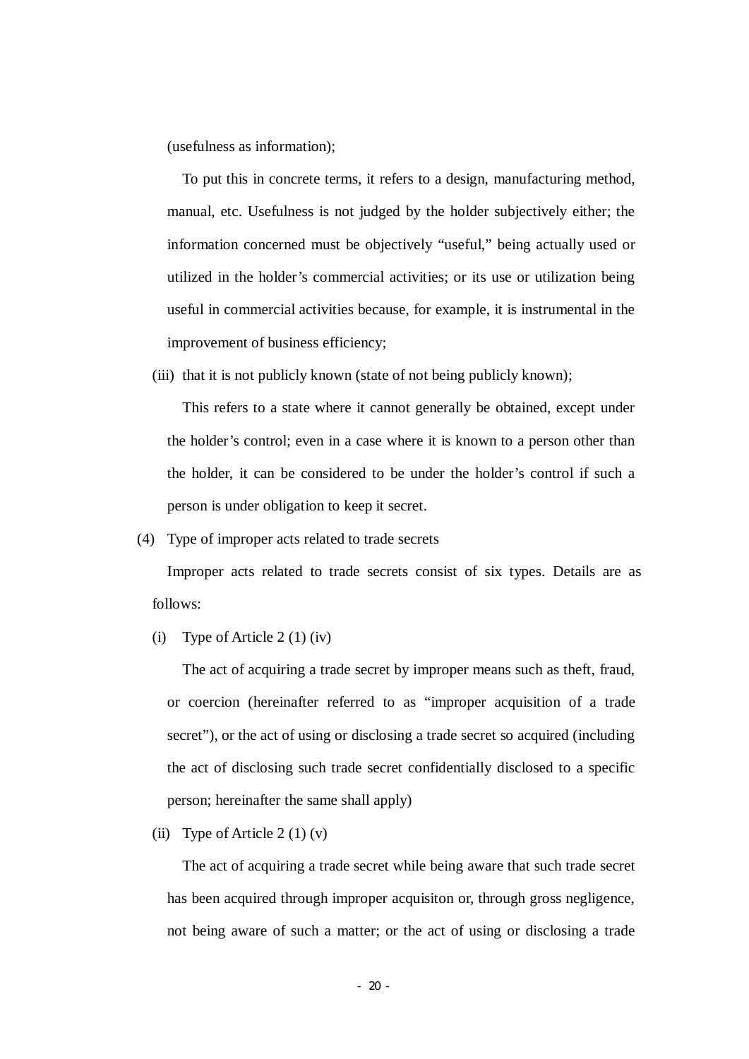(usefulness as information);

To put this in concrete terms, it refers to a design, manufacturing method, manual, etc. Usefulness is not judged by the holder subjectively either; the information concerned must be objectively "useful," being actually used or utilized in the holder's commercial activities; or its use or utilization being useful in commercial activities because, for example, it is instrumental in the improvement of business efficiency;

(iii) that it is not publicly known (state of not being publicly known);

This refers to a state where it cannot generally be obtained, except under the holder's control; even in a case where it is known to a person other than the holder, it can be considered to be under the holder's control if such a person is under obligation to keep it secret.

(4) Type of improper acts related to trade secrets

Improper acts related to trade secrets consist of six types. Details are as follows:

(i) Type of Article 2 (1) (iv)

The act of acquiring a trade secret by improper means such as theft, fraud, or coercion (hereinafter referred to as "improper acquisition of a trade secret"), or the act of using or disclosing a trade secret so acquired (including the act of disclosing such trade secret confidentially disclosed to a specific person; hereinafter the same shall apply)

(ii) Type of Article 2 (1) (v)

The act of acquiring a trade secret while being aware that such trade secret has been acquired through improper acquisiton or, through gross negligence, not being aware of such a matter; or the act of using or disclosing a trade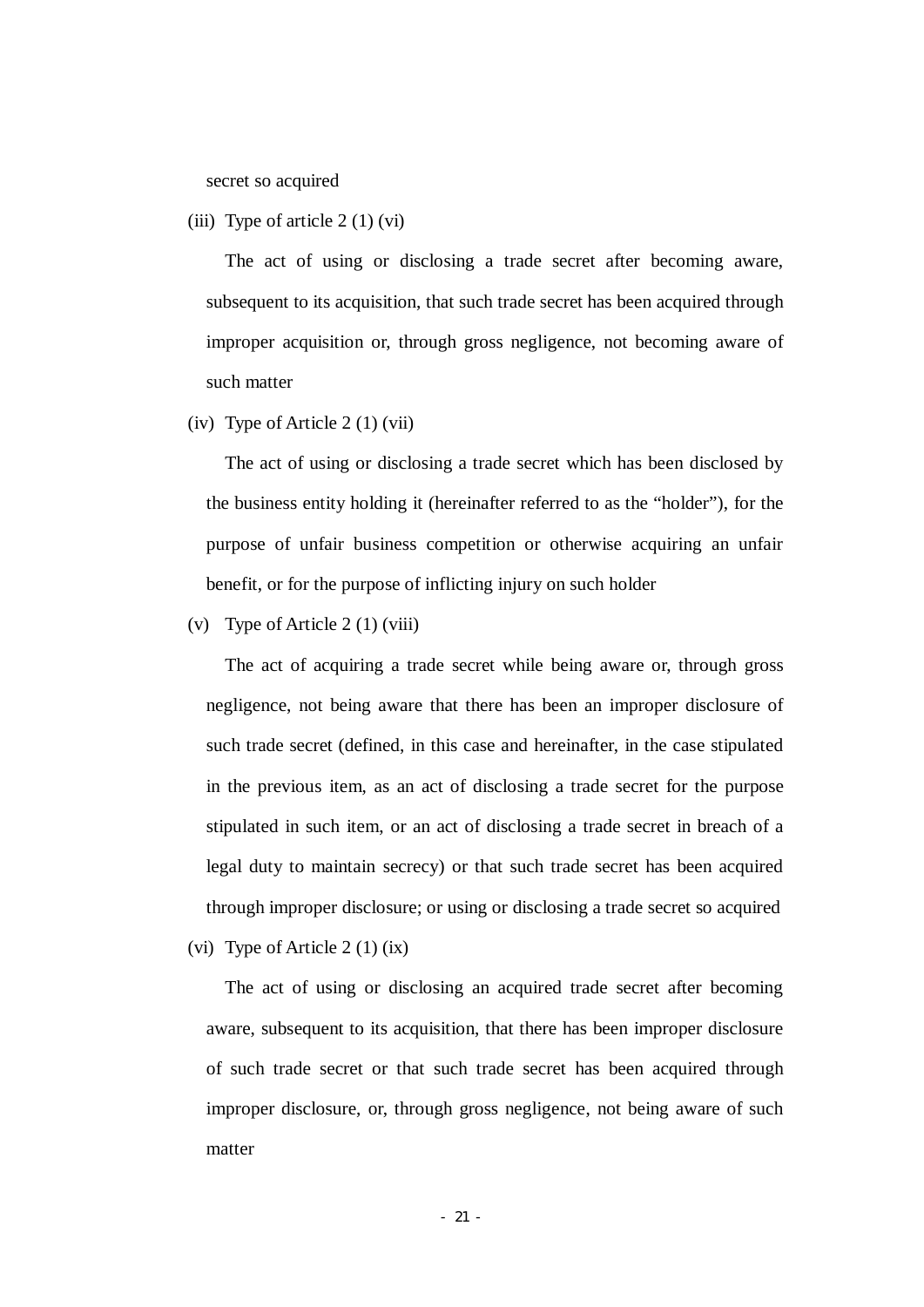secret so acquired

(iii) Type of article 2 (1) (vi)

The act of using or disclosing a trade secret after becoming aware, subsequent to its acquisition, that such trade secret has been acquired through improper acquisition or, through gross negligence, not becoming aware of such matter

(iv) Type of Article 2 (1) (vii)

The act of using or disclosing a trade secret which has been disclosed by the business entity holding it (hereinafter referred to as the “holder”), for the purpose of unfair business competition or otherwise acquiring an unfair benefit, or for the purpose of inflicting injury on such holder

(v) Type of Article 2 (1) (viii)

The act of acquiring a trade secret while being aware or, through gross negligence, not being aware that there has been an improper disclosure of such trade secret (defined, in this case and hereinafter, in the case stipulated in the previous item, as an act of disclosing a trade secret for the purpose stipulated in such item, or an act of disclosing a trade secret in breach of a legal duty to maintain secrecy) or that such trade secret has been acquired through improper disclosure; or using or disclosing a trade secret so acquired

(vi) Type of Article 2 (1) (ix)

The act of using or disclosing an acquired trade secret after becoming aware, subsequent to its acquisition, that there has been improper disclosure of such trade secret or that such trade secret has been acquired through improper disclosure, or, through gross negligence, not being aware of such matter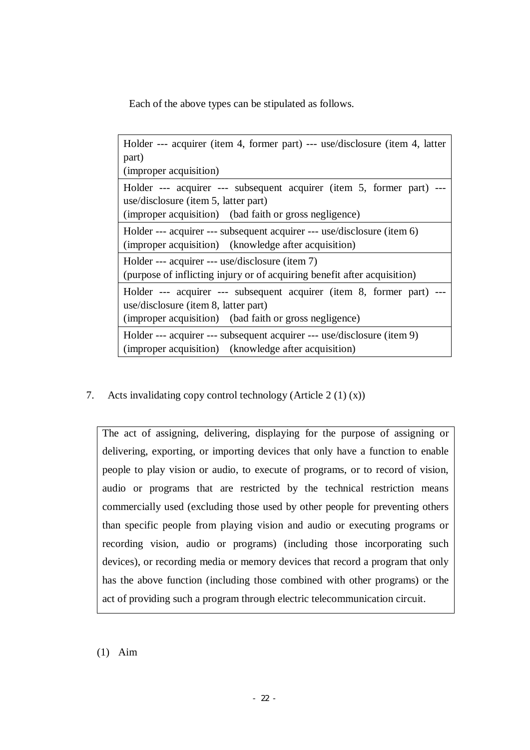Each of the above types can be stipulated as follows.

| Holder --- acquirer (item 4, former part) --- use/disclosure (item 4, latter part)<br>(improper acquisition) |
|---|
| Holder --- acquirer --- subsequent acquirer (item 5, former part) --- use/disclosure (item 5, latter part)<br>(improper acquisition) (bad faith or gross negligence) |
| Holder --- acquirer --- subsequent acquirer --- use/disclosure (item 6)<br>(improper acquisition) (knowledge after acquisition) |
| Holder --- acquirer --- use/disclosure (item 7)<br>(purpose of inflicting injury or of acquiring benefit after acquisition) |
| Holder --- acquirer --- subsequent acquirer (item 8, former part) --- use/disclosure (item 8, latter part)<br>(improper acquisition) (bad faith or gross negligence) |
| Holder --- acquirer --- subsequent acquirer --- use/disclosure (item 9)<br>(improper acquisition) (knowledge after acquisition) |

7. Acts invalidating copy control technology (Article 2 (1) (x))

> The act of assigning, delivering, displaying for the purpose of assigning or delivering, exporting, or importing devices that only have a function to enable people to play vision or audio, to execute of programs, or to record of vision, audio or programs that are restricted by the technical restriction means commercially used (excluding those used by other people for preventing others than specific people from playing vision and audio or executing programs or recording vision, audio or programs) (including those incorporating such devices), or recording media or memory devices that record a program that only has the above function (including those combined with other programs) or the act of providing such a program through electric telecommunication circuit.

(1) Aim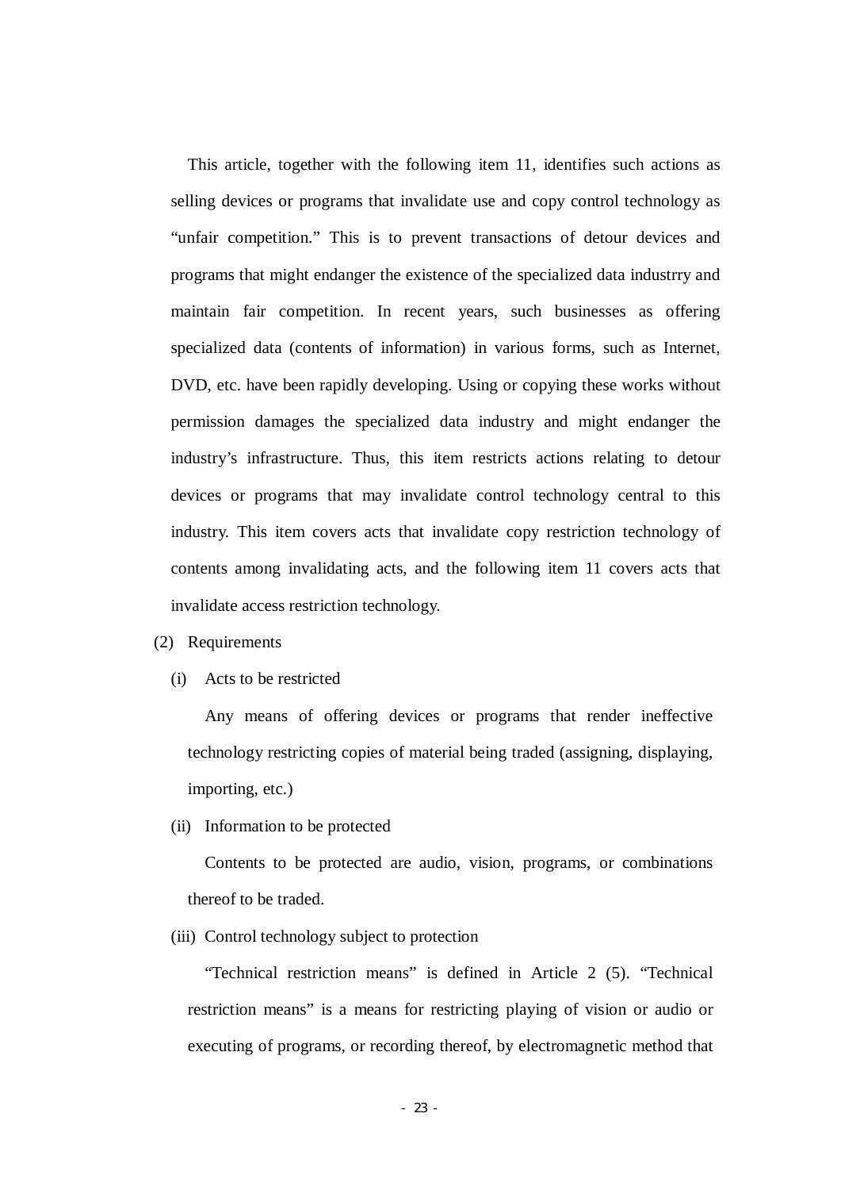This article, together with the following item 11, identifies such actions as selling devices or programs that invalidate use and copy control technology as "unfair competition." This is to prevent transactions of detour devices and programs that might endanger the existence of the specialized data industrry and maintain fair competition. In recent years, such businesses as offering specialized data (contents of information) in various forms, such as Internet, DVD, etc. have been rapidly developing. Using or copying these works without permission damages the specialized data industry and might endanger the industry's infrastructure. Thus, this item restricts actions relating to detour devices or programs that may invalidate control technology central to this industry. This item covers acts that invalidate copy restriction technology of contents among invalidating acts, and the following item 11 covers acts that invalidate access restriction technology.

(2) Requirements

(i) Acts to be restricted

Any means of offering devices or programs that render ineffective technology restricting copies of material being traded (assigning, displaying, importing, etc.)

(ii) Information to be protected

Contents to be protected are audio, vision, programs, or combinations thereof to be traded.

(iii) Control technology subject to protection

"Technical restriction means" is defined in Article 2 (5). "Technical restriction means" is a means for restricting playing of vision or audio or executing of programs, or recording thereof, by electromagnetic method that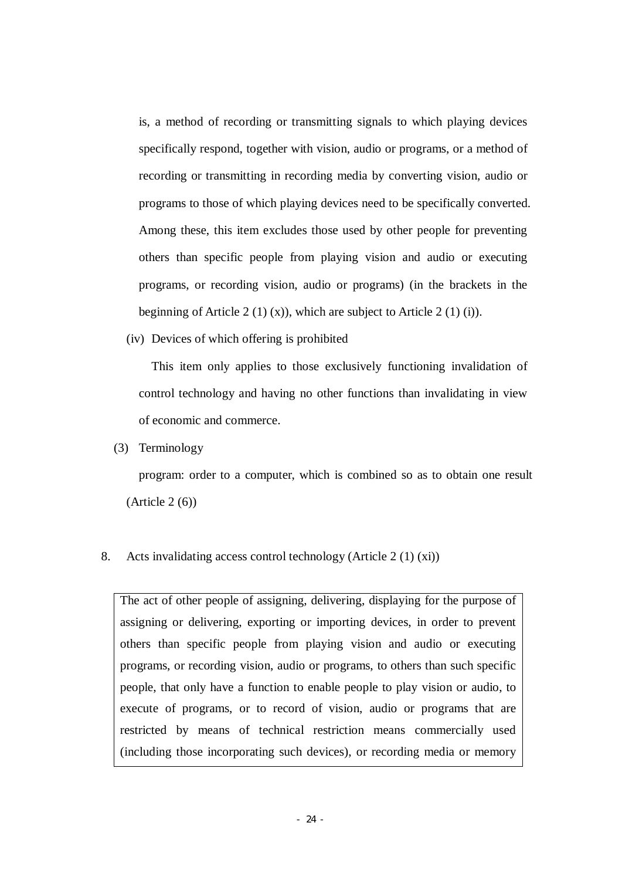is, a method of recording or transmitting signals to which playing devices specifically respond, together with vision, audio or programs, or a method of recording or transmitting in recording media by converting vision, audio or programs to those of which playing devices need to be specifically converted. Among these, this item excludes those used by other people for preventing others than specific people from playing vision and audio or executing programs, or recording vision, audio or programs) (in the brackets in the beginning of Article 2 (1) (x)), which are subject to Article 2 (1) (i)).

(iv) Devices of which offering is prohibited

This item only applies to those exclusively functioning invalidation of control technology and having no other functions than invalidating in view of economic and commerce.

(3) Terminology

program: order to a computer, which is combined so as to obtain one result (Article 2 (6))

8. Acts invalidating access control technology (Article 2 (1) (xi))

| The act of other people of assigning, delivering, displaying for the purpose of assigning or delivering, exporting or importing devices, in order to prevent others than specific people from playing vision and audio or executing programs, or recording vision, audio or programs, to others than such specific people, that only have a function to enable people to play vision or audio, to execute of programs, or to record of vision, audio or programs that are restricted by means of technical restriction means commercially used (including those incorporating such devices), or recording media or memory |
|---|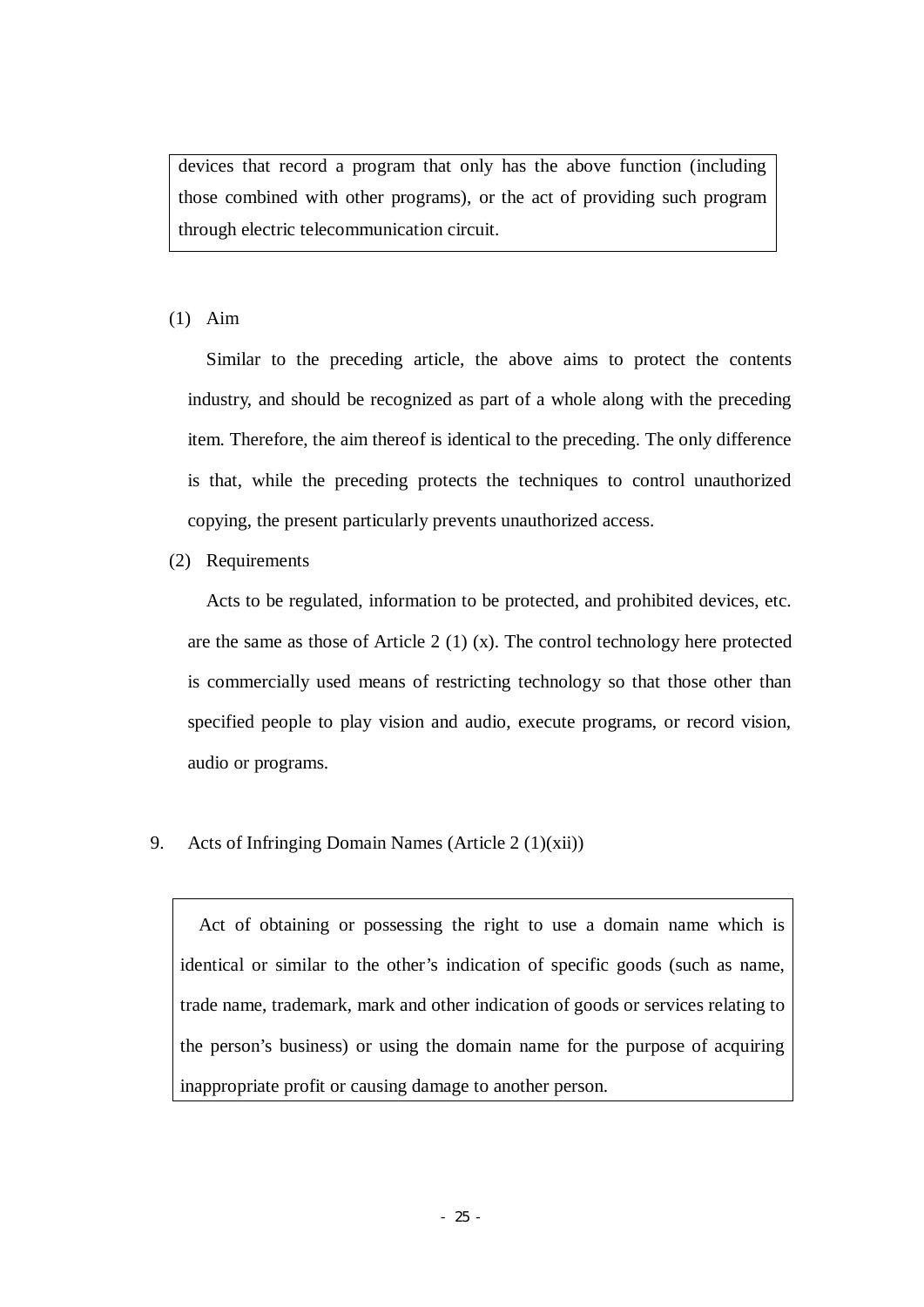> devices that record a program that only has the above function (including those combined with other programs), or the act of providing such program through electric telecommunication circuit.

(1) Aim

Similar to the preceding article, the above aims to protect the contents industry, and should be recognized as part of a whole along with the preceding item. Therefore, the aim thereof is identical to the preceding. The only difference is that, while the preceding protects the techniques to control unauthorized copying, the present particularly prevents unauthorized access.

(2) Requirements

Acts to be regulated, information to be protected, and prohibited devices, etc. are the same as those of Article 2 (1) (x). The control technology here protected is commercially used means of restricting technology so that those other than specified people to play vision and audio, execute programs, or record vision, audio or programs.

9. Acts of Infringing Domain Names (Article 2 (1)(xii))

> Act of obtaining or possessing the right to use a domain name which is identical or similar to the other's indication of specific goods (such as name, trade name, trademark, mark and other indication of goods or services relating to the person's business) or using the domain name for the purpose of acquiring inappropriate profit or causing damage to another person.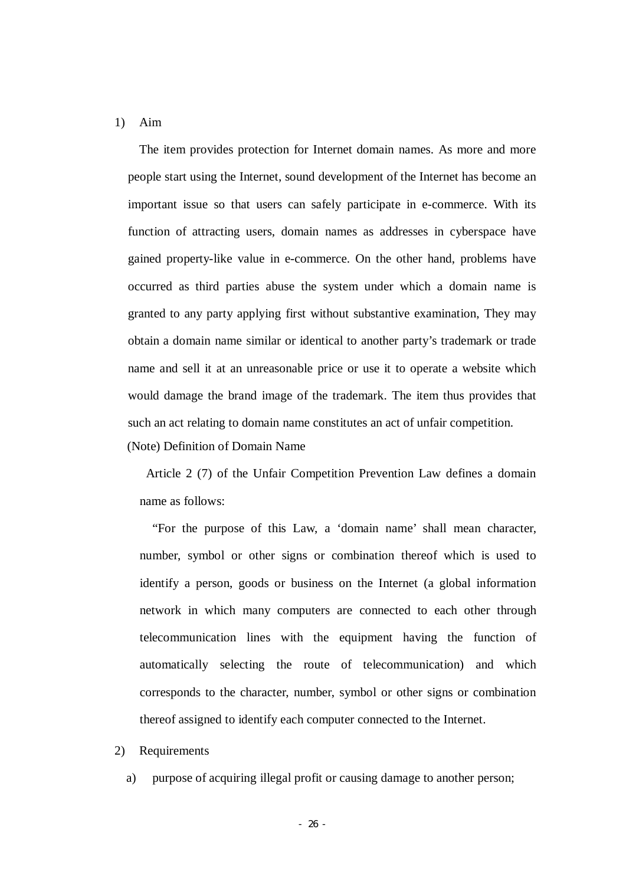1) Aim

The item provides protection for Internet domain names. As more and more people start using the Internet, sound development of the Internet has become an important issue so that users can safely participate in e-commerce. With its function of attracting users, domain names as addresses in cyberspace have gained property-like value in e-commerce. On the other hand, problems have occurred as third parties abuse the system under which a domain name is granted to any party applying first without substantive examination, They may obtain a domain name similar or identical to another party's trademark or trade name and sell it at an unreasonable price or use it to operate a website which would damage the brand image of the trademark. The item thus provides that such an act relating to domain name constitutes an act of unfair competition.

(Note) Definition of Domain Name

Article 2 (7) of the Unfair Competition Prevention Law defines a domain name as follows:

"For the purpose of this Law, a 'domain name' shall mean character, number, symbol or other signs or combination thereof which is used to identify a person, goods or business on the Internet (a global information network in which many computers are connected to each other through telecommunication lines with the equipment having the function of automatically selecting the route of telecommunication) and which corresponds to the character, number, symbol or other signs or combination thereof assigned to identify each computer connected to the Internet.

2) Requirements

a) purpose of acquiring illegal profit or causing damage to another person;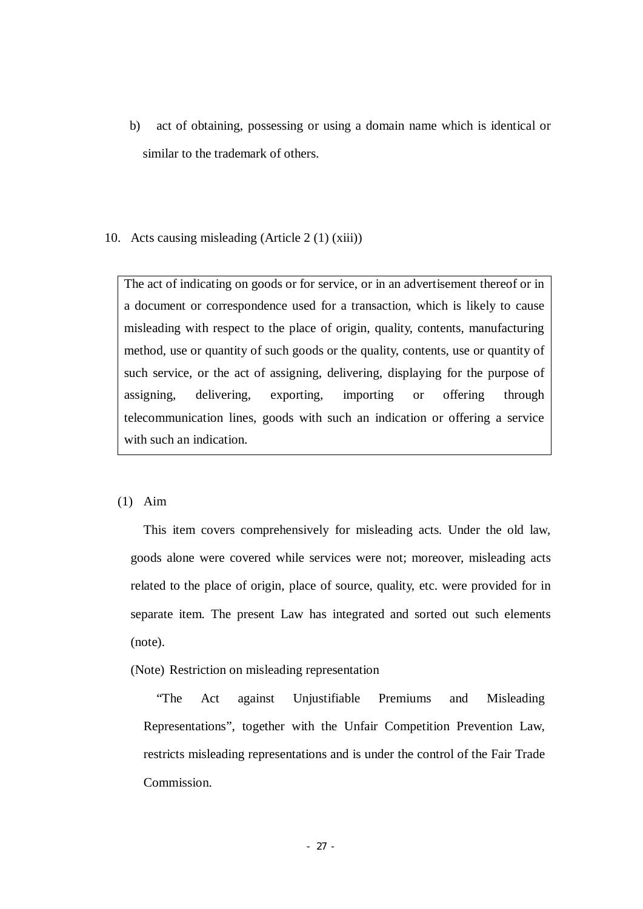b) act of obtaining, possessing or using a domain name which is identical or similar to the trademark of others.

10. Acts causing misleading (Article 2 (1) (xiii))

> The act of indicating on goods or for service, or in an advertisement thereof or in a document or correspondence used for a transaction, which is likely to cause misleading with respect to the place of origin, quality, contents, manufacturing method, use or quantity of such goods or the quality, contents, use or quantity of such service, or the act of assigning, delivering, displaying for the purpose of assigning, delivering, exporting, importing or offering through telecommunication lines, goods with such an indication or offering a service with such an indication.

(1) Aim

This item covers comprehensively for misleading acts. Under the old law, goods alone were covered while services were not; moreover, misleading acts related to the place of origin, place of source, quality, etc. were provided for in separate item. The present Law has integrated and sorted out such elements (note).

(Note) Restriction on misleading representation

"The Act against Unjustifiable Premiums and Misleading Representations", together with the Unfair Competition Prevention Law, restricts misleading representations and is under the control of the Fair Trade Commission.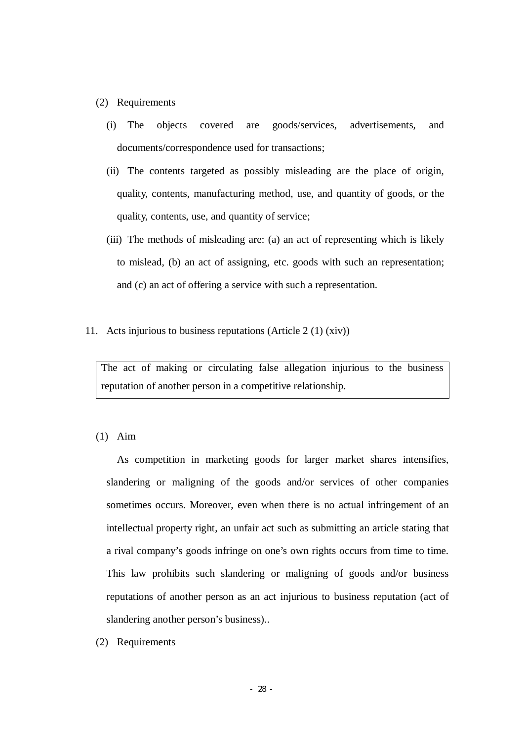(2) Requirements

(i) The objects covered are goods/services, advertisements, and documents/correspondence used for transactions;

(ii) The contents targeted as possibly misleading are the place of origin, quality, contents, manufacturing method, use, and quantity of goods, or the quality, contents, use, and quantity of service;

(iii) The methods of misleading are: (a) an act of representing which is likely to mislead, (b) an act of assigning, etc. goods with such an representation; and (c) an act of offering a service with such a representation.

## 11. Acts injurious to business reputations (Article 2 (1) (xiv))

| The act of making or circulating false allegation injurious to the business reputation of another person in a competitive relationship. |
|---|

(1) Aim

As competition in marketing goods for larger market shares intensifies, slandering or maligning of the goods and/or services of other companies sometimes occurs. Moreover, even when there is no actual infringement of an intellectual property right, an unfair act such as submitting an article stating that a rival company's goods infringe on one's own rights occurs from time to time. This law prohibits such slandering or maligning of goods and/or business reputations of another person as an act injurious to business reputation (act of slandering another person's business)..

(2) Requirements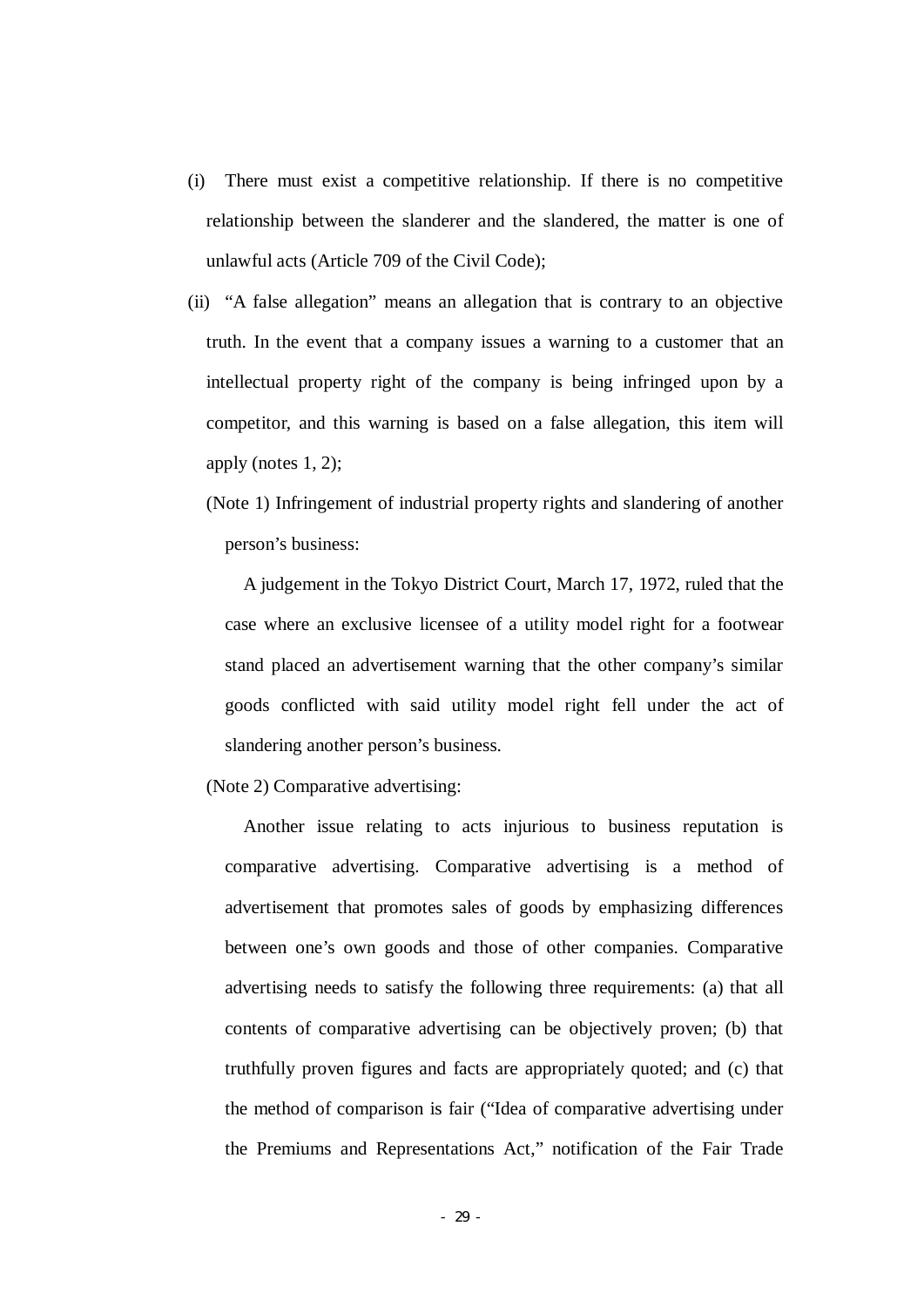(i) There must exist a competitive relationship. If there is no competitive relationship between the slanderer and the slandered, the matter is one of unlawful acts (Article 709 of the Civil Code);

(ii) "A false allegation" means an allegation that is contrary to an objective truth. In the event that a company issues a warning to a customer that an intellectual property right of the company is being infringed upon by a competitor, and this warning is based on a false allegation, this item will apply (notes 1, 2);

(Note 1) Infringement of industrial property rights and slandering of another person's business:

A judgement in the Tokyo District Court, March 17, 1972, ruled that the case where an exclusive licensee of a utility model right for a footwear stand placed an advertisement warning that the other company's similar goods conflicted with said utility model right fell under the act of slandering another person's business.

(Note 2) Comparative advertising:

Another issue relating to acts injurious to business reputation is comparative advertising. Comparative advertising is a method of advertisement that promotes sales of goods by emphasizing differences between one's own goods and those of other companies. Comparative advertising needs to satisfy the following three requirements: (a) that all contents of comparative advertising can be objectively proven; (b) that truthfully proven figures and facts are appropriately quoted; and (c) that the method of comparison is fair ("Idea of comparative advertising under the Premiums and Representations Act," notification of the Fair Trade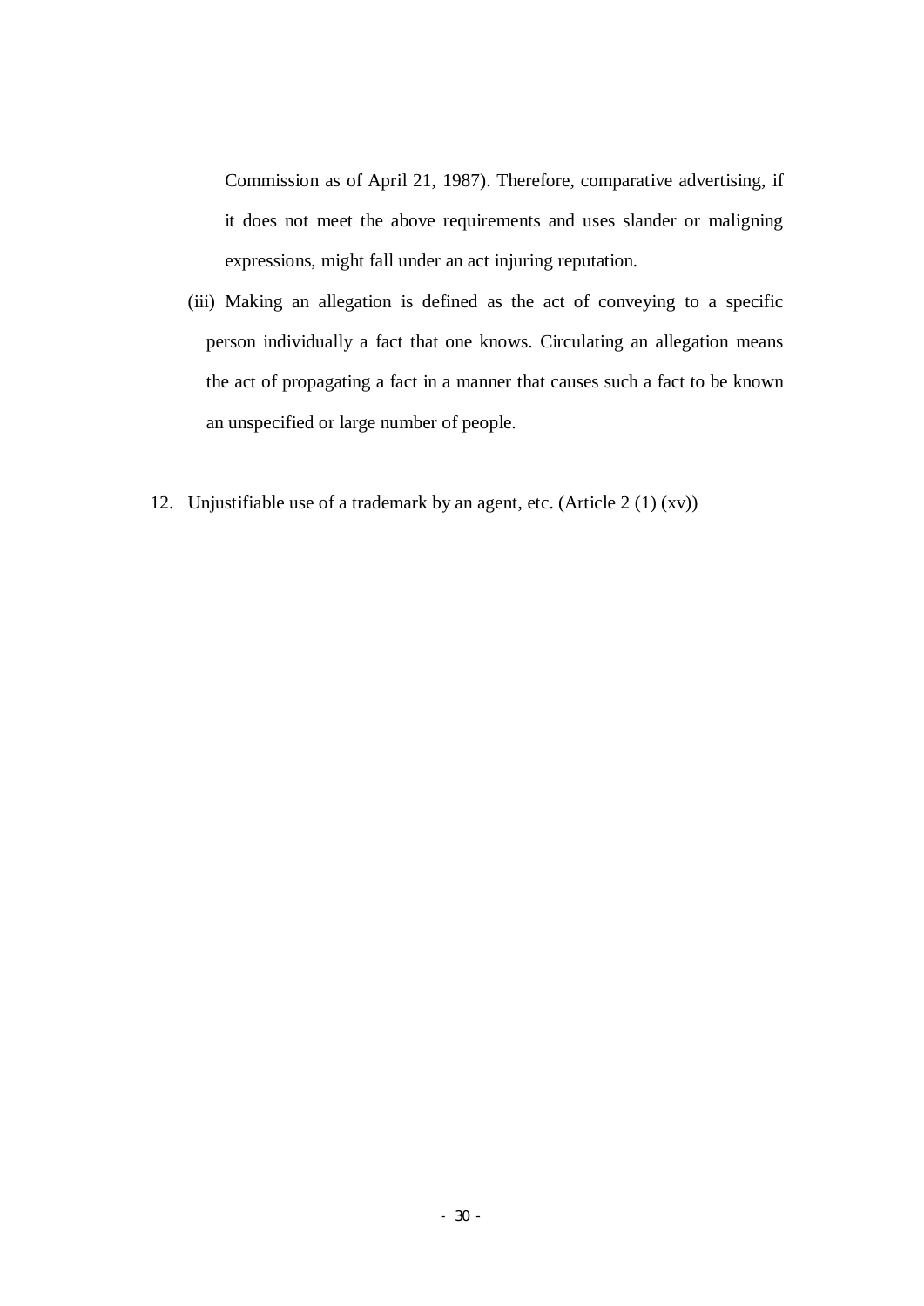Commission as of April 21, 1987). Therefore, comparative advertising, if it does not meet the above requirements and uses slander or maligning expressions, might fall under an act injuring reputation.

(iii) Making an allegation is defined as the act of conveying to a specific person individually a fact that one knows. Circulating an allegation means the act of propagating a fact in a manner that causes such a fact to be known an unspecified or large number of people.

12. Unjustifiable use of a trademark by an agent, etc. (Article 2 (1) (xv))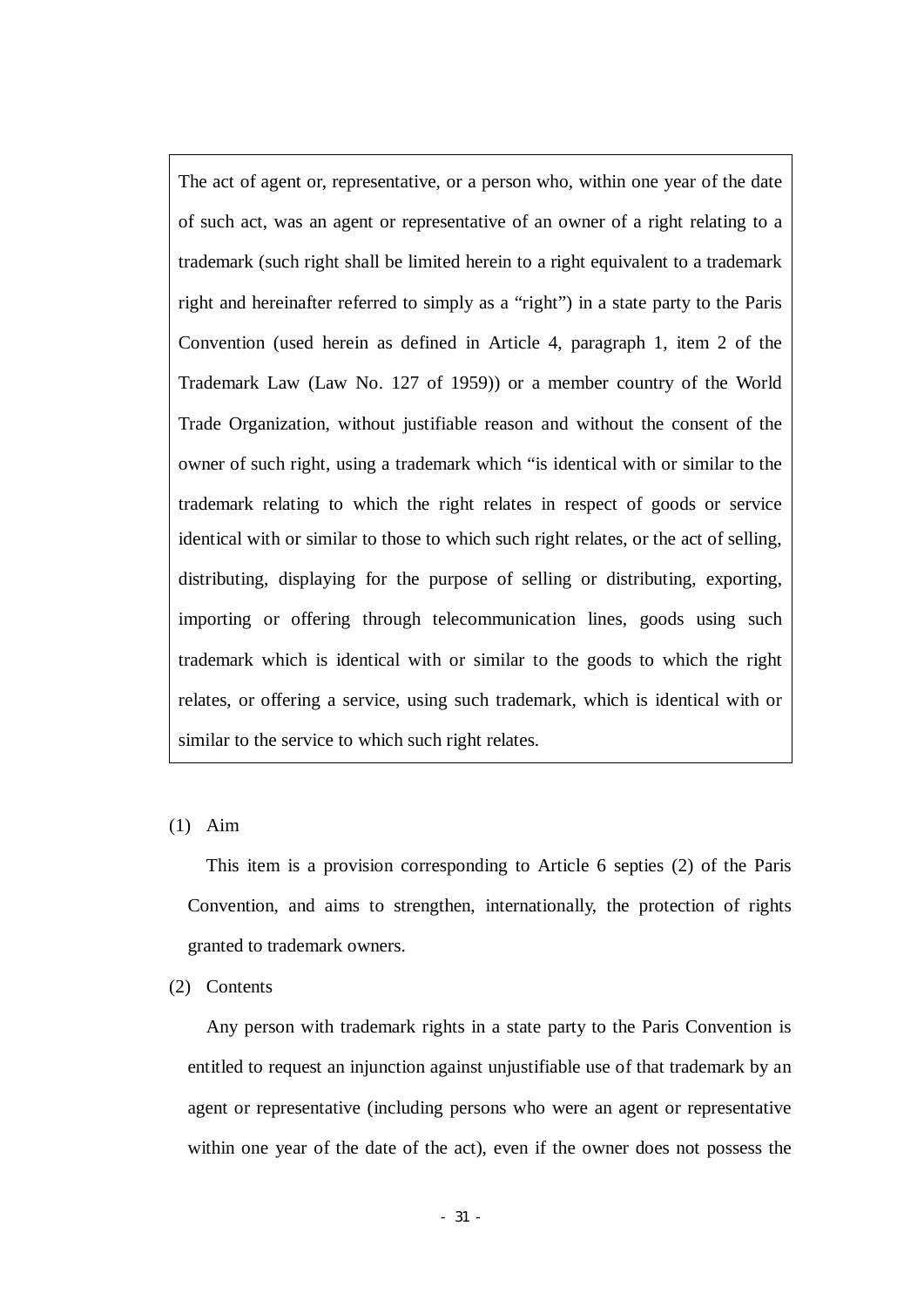> The act of agent or, representative, or a person who, within one year of the date of such act, was an agent or representative of an owner of a right relating to a trademark (such right shall be limited herein to a right equivalent to a trademark right and hereinafter referred to simply as a "right") in a state party to the Paris Convention (used herein as defined in Article 4, paragraph 1, item 2 of the Trademark Law (Law No. 127 of 1959)) or a member country of the World Trade Organization, without justifiable reason and without the consent of the owner of such right, using a trademark which "is identical with or similar to the trademark relating to which the right relates in respect of goods or service identical with or similar to those to which such right relates, or the act of selling, distributing, displaying for the purpose of selling or distributing, exporting, importing or offering through telecommunication lines, goods using such trademark which is identical with or similar to the goods to which the right relates, or offering a service, using such trademark, which is identical with or similar to the service to which such right relates.

(1) Aim

This item is a provision corresponding to Article 6 septies (2) of the Paris Convention, and aims to strengthen, internationally, the protection of rights granted to trademark owners.

(2) Contents

Any person with trademark rights in a state party to the Paris Convention is entitled to request an injunction against unjustifiable use of that trademark by an agent or representative (including persons who were an agent or representative within one year of the date of the act), even if the owner does not possess the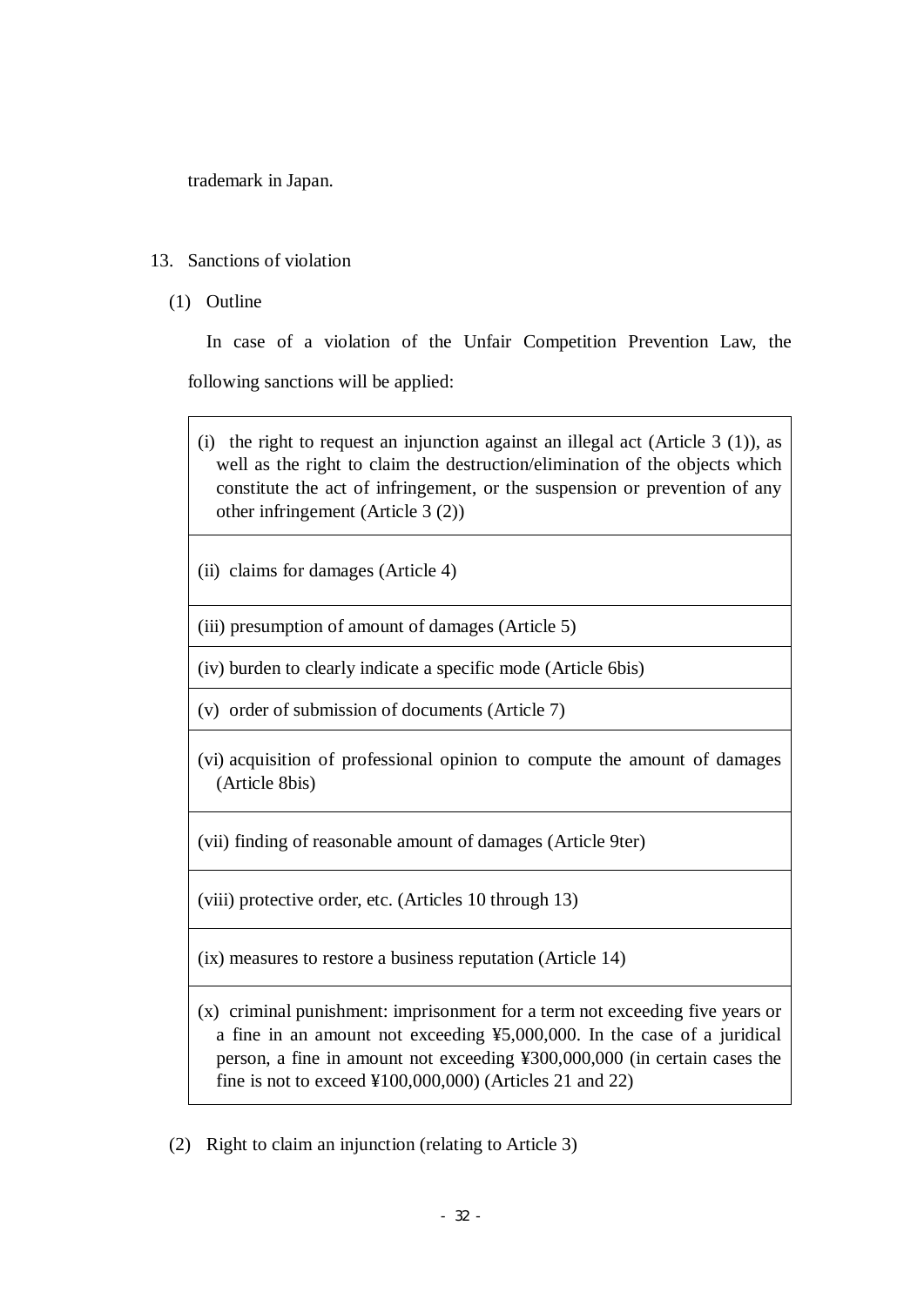trademark in Japan.

## 13. Sanctions of violation

### (1) Outline

In case of a violation of the Unfair Competition Prevention Law, the following sanctions will be applied:

| |
|---|
| (i) the right to request an injunction against an illegal act (Article 3 (1)), as well as the right to claim the destruction/elimination of the objects which constitute the act of infringement, or the suspension or prevention of any other infringement (Article 3 (2)) |
| (ii) claims for damages (Article 4) |
| (iii) presumption of amount of damages (Article 5) |
| (iv) burden to clearly indicate a specific mode (Article 6bis) |
| (v) order of submission of documents (Article 7) |
| (vi) acquisition of professional opinion to compute the amount of damages (Article 8bis) |
| (vii) finding of reasonable amount of damages (Article 9ter) |
| (viii) protective order, etc. (Articles 10 through 13) |
| (ix) measures to restore a business reputation (Article 14) |
| (x) criminal punishment: imprisonment for a term not exceeding five years or a fine in an amount not exceeding ¥5,000,000. In the case of a juridical person, a fine in amount not exceeding ¥300,000,000 (in certain cases the fine is not to exceed ¥100,000,000) (Articles 21 and 22) |

### (2) Right to claim an injunction (relating to Article 3)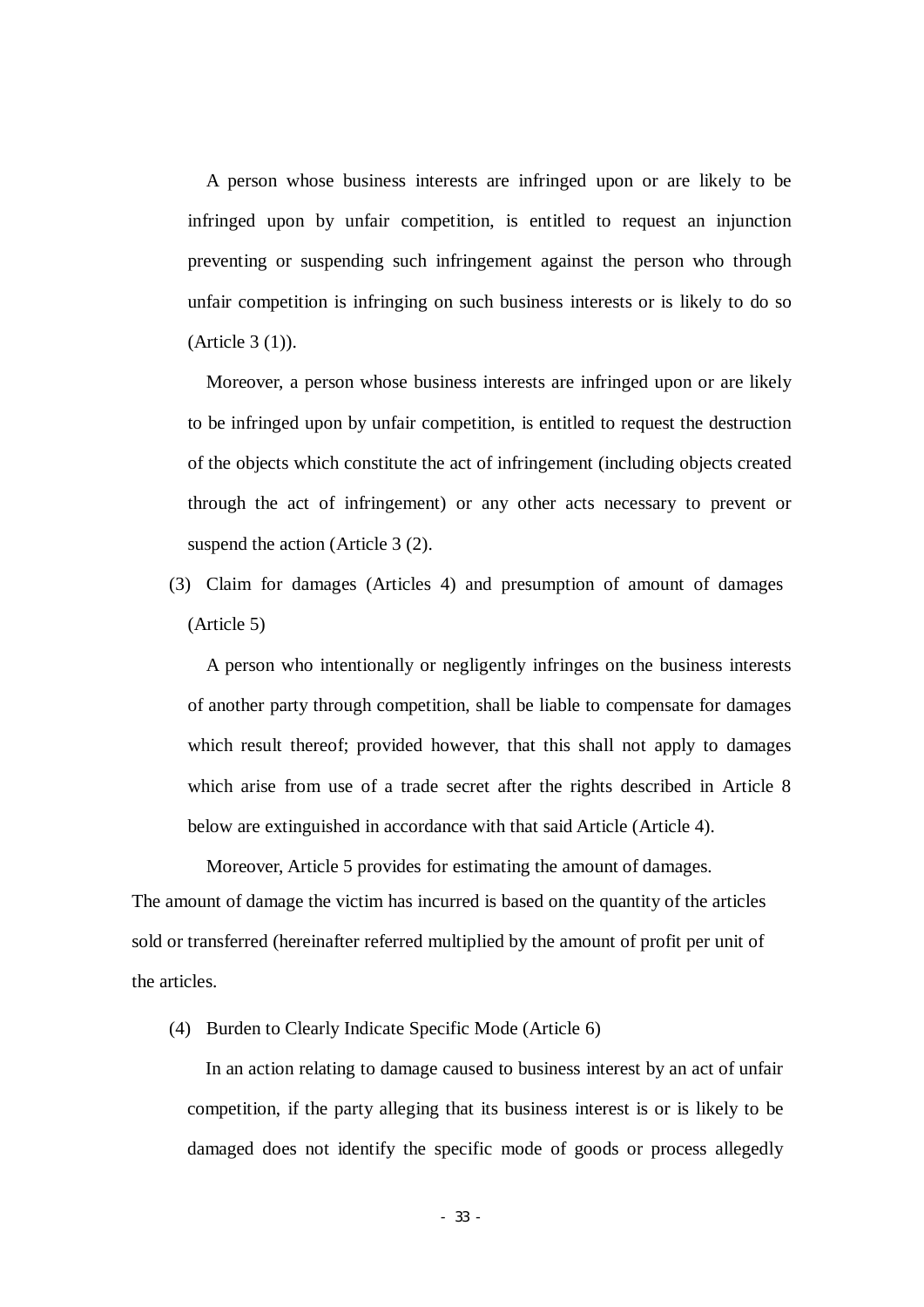A person whose business interests are infringed upon or are likely to be infringed upon by unfair competition, is entitled to request an injunction preventing or suspending such infringement against the person who through unfair competition is infringing on such business interests or is likely to do so (Article 3 (1)).

Moreover, a person whose business interests are infringed upon or are likely to be infringed upon by unfair competition, is entitled to request the destruction of the objects which constitute the act of infringement (including objects created through the act of infringement) or any other acts necessary to prevent or suspend the action (Article 3 (2).

(3) Claim for damages (Articles 4) and presumption of amount of damages (Article 5)

A person who intentionally or negligently infringes on the business interests of another party through competition, shall be liable to compensate for damages which result thereof; provided however, that this shall not apply to damages which arise from use of a trade secret after the rights described in Article 8 below are extinguished in accordance with that said Article (Article 4).

Moreover, Article 5 provides for estimating the amount of damages. The amount of damage the victim has incurred is based on the quantity of the articles sold or transferred (hereinafter referred multiplied by the amount of profit per unit of the articles.

(4) Burden to Clearly Indicate Specific Mode (Article 6)

In an action relating to damage caused to business interest by an act of unfair competition, if the party alleging that its business interest is or is likely to be damaged does not identify the specific mode of goods or process allegedly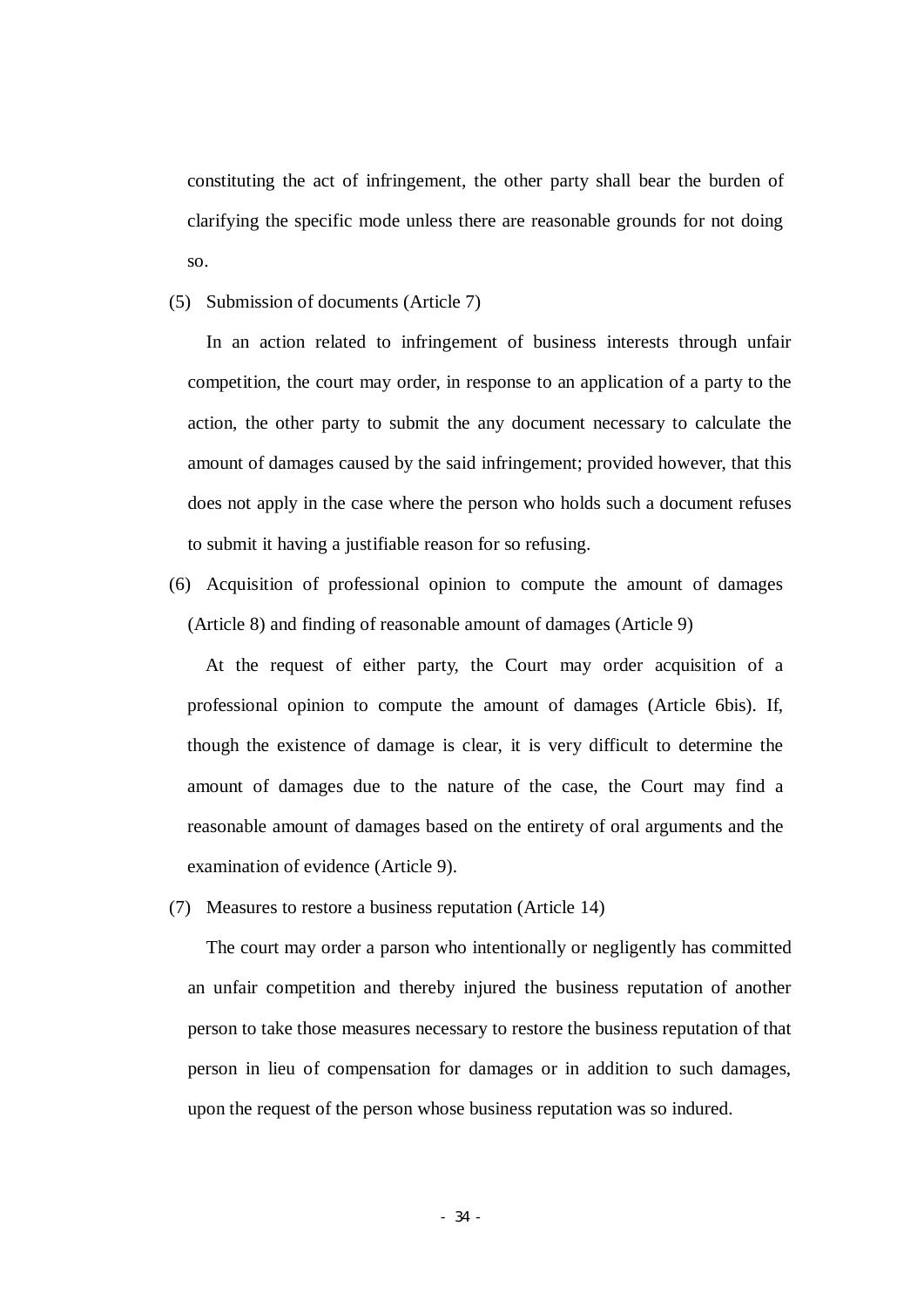constituting the act of infringement, the other party shall bear the burden of clarifying the specific mode unless there are reasonable grounds for not doing so.

(5) Submission of documents (Article 7)

In an action related to infringement of business interests through unfair competition, the court may order, in response to an application of a party to the action, the other party to submit the any document necessary to calculate the amount of damages caused by the said infringement; provided however, that this does not apply in the case where the person who holds such a document refuses to submit it having a justifiable reason for so refusing.

(6) Acquisition of professional opinion to compute the amount of damages (Article 8) and finding of reasonable amount of damages (Article 9)

At the request of either party, the Court may order acquisition of a professional opinion to compute the amount of damages (Article 6bis). If, though the existence of damage is clear, it is very difficult to determine the amount of damages due to the nature of the case, the Court may find a reasonable amount of damages based on the entirety of oral arguments and the examination of evidence (Article 9).

(7) Measures to restore a business reputation (Article 14)

The court may order a parson who intentionally or negligently has committed an unfair competition and thereby injured the business reputation of another person to take those measures necessary to restore the business reputation of that person in lieu of compensation for damages or in addition to such damages, upon the request of the person whose business reputation was so indured.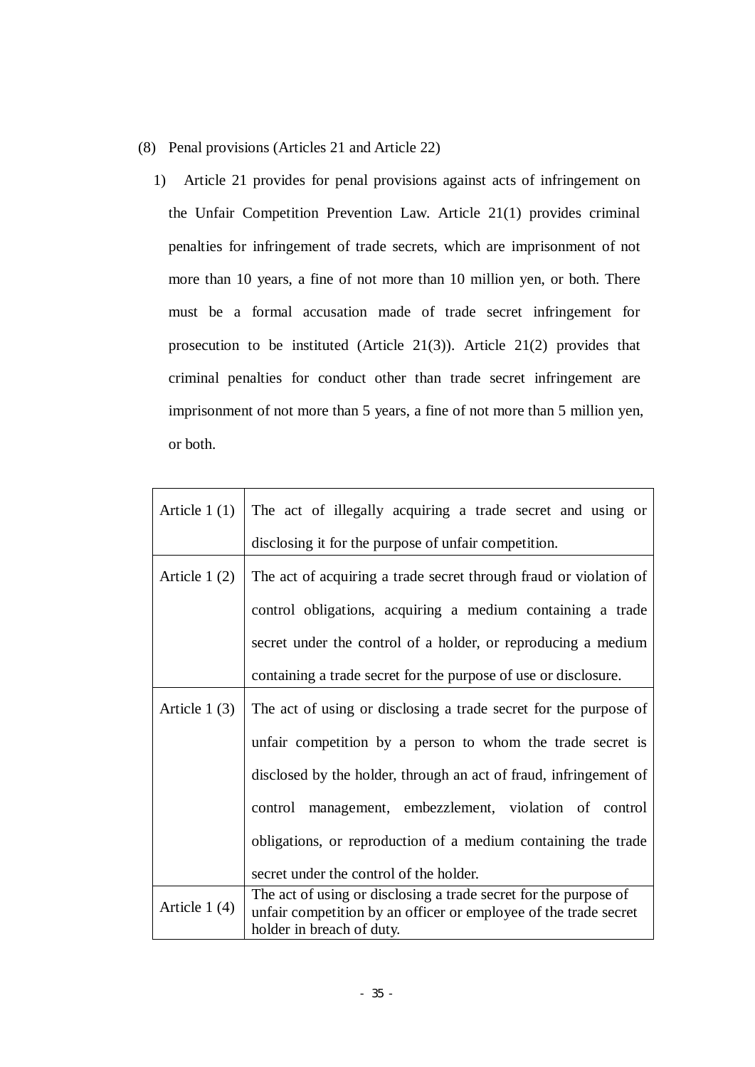(8) Penal provisions (Articles 21 and Article 22)

1) Article 21 provides for penal provisions against acts of infringement on the Unfair Competition Prevention Law. Article 21(1) provides criminal penalties for infringement of trade secrets, which are imprisonment of not more than 10 years, a fine of not more than 10 million yen, or both. There must be a formal accusation made of trade secret infringement for prosecution to be instituted (Article 21(3)). Article 21(2) provides that criminal penalties for conduct other than trade secret infringement are imprisonment of not more than 5 years, a fine of not more than 5 million yen, or both.

| | |
|---|---|
| Article 1 (1) | The act of illegally acquiring a trade secret and using or disclosing it for the purpose of unfair competition. |
| Article 1 (2) | The act of acquiring a trade secret through fraud or violation of control obligations, acquiring a medium containing a trade secret under the control of a holder, or reproducing a medium containing a trade secret for the purpose of use or disclosure. |
| Article 1 (3) | The act of using or disclosing a trade secret for the purpose of unfair competition by a person to whom the trade secret is disclosed by the holder, through an act of fraud, infringement of control management, embezzlement, violation of control obligations, or reproduction of a medium containing the trade secret under the control of the holder. |
| Article 1 (4) | The act of using or disclosing a trade secret for the purpose of unfair competition by an officer or employee of the trade secret holder in breach of duty. |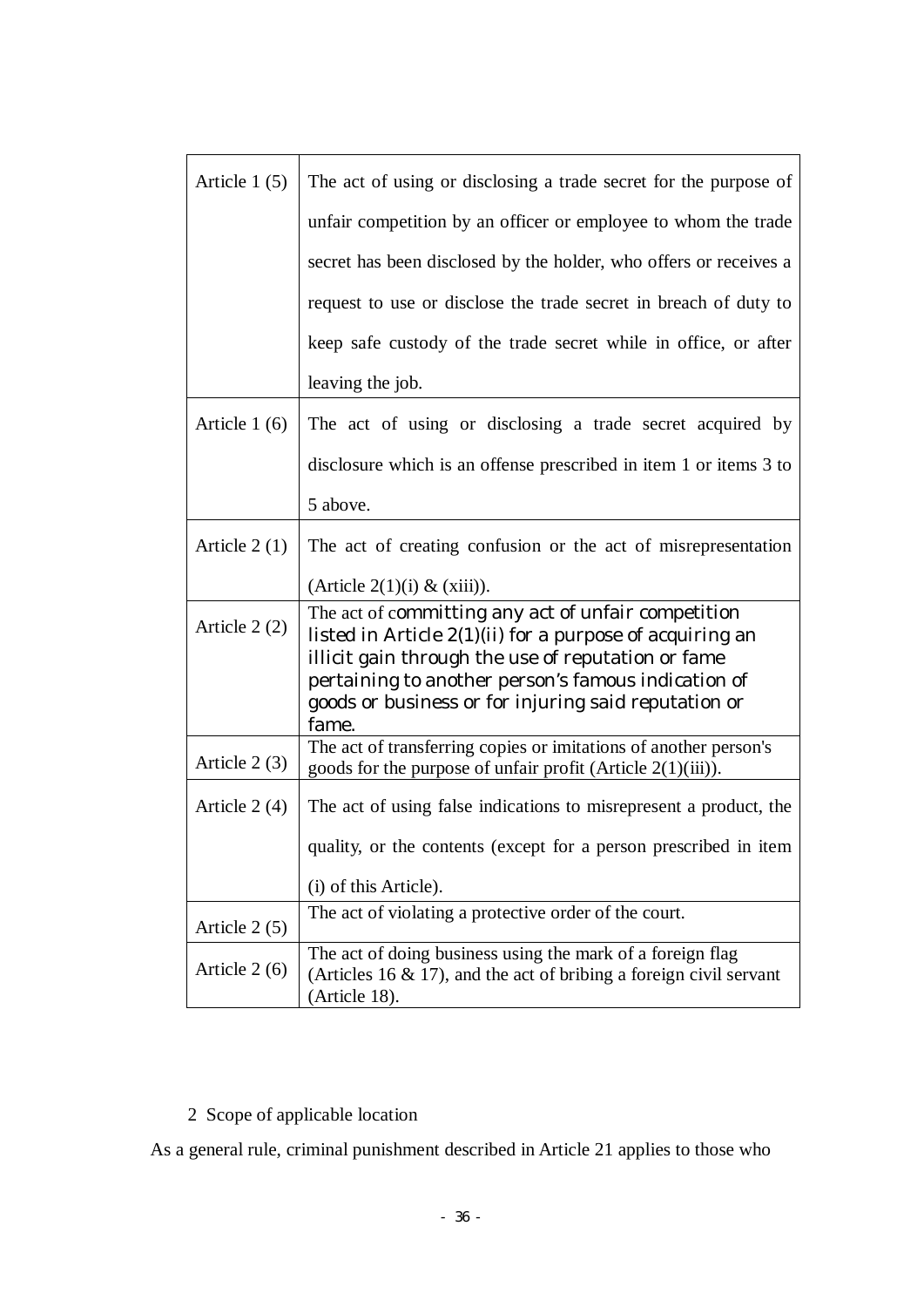| | |
|---|---|
| Article 1 (5) | The act of using or disclosing a trade secret for the purpose of unfair competition by an officer or employee to whom the trade secret has been disclosed by the holder, who offers or receives a request to use or disclose the trade secret in breach of duty to keep safe custody of the trade secret while in office, or after leaving the job. |
| Article 1 (6) | The act of using or disclosing a trade secret acquired by disclosure which is an offense prescribed in item 1 or items 3 to 5 above. |
| Article 2 (1) | The act of creating confusion or the act of misrepresentation (Article 2(1)(i) & (xiii)). |
| Article 2 (2) | The act of committing any act of unfair competition listed in Article 2(1)(ii) for a purpose of acquiring an illicit gain through the use of reputation or fame pertaining to another person's famous indication of goods or business or for injuring said reputation or fame. |
| Article 2 (3) | The act of transferring copies or imitations of another person's goods for the purpose of unfair profit (Article 2(1)(iii)). |
| Article 2 (4) | The act of using false indications to misrepresent a product, the quality, or the contents (except for a person prescribed in item (i) of this Article). |
| Article 2 (5) | The act of violating a protective order of the court. |
| Article 2 (6) | The act of doing business using the mark of a foreign flag (Articles 16 & 17), and the act of bribing a foreign civil servant (Article 18). |

2 Scope of applicable location

As a general rule, criminal punishment described in Article 21 applies to those who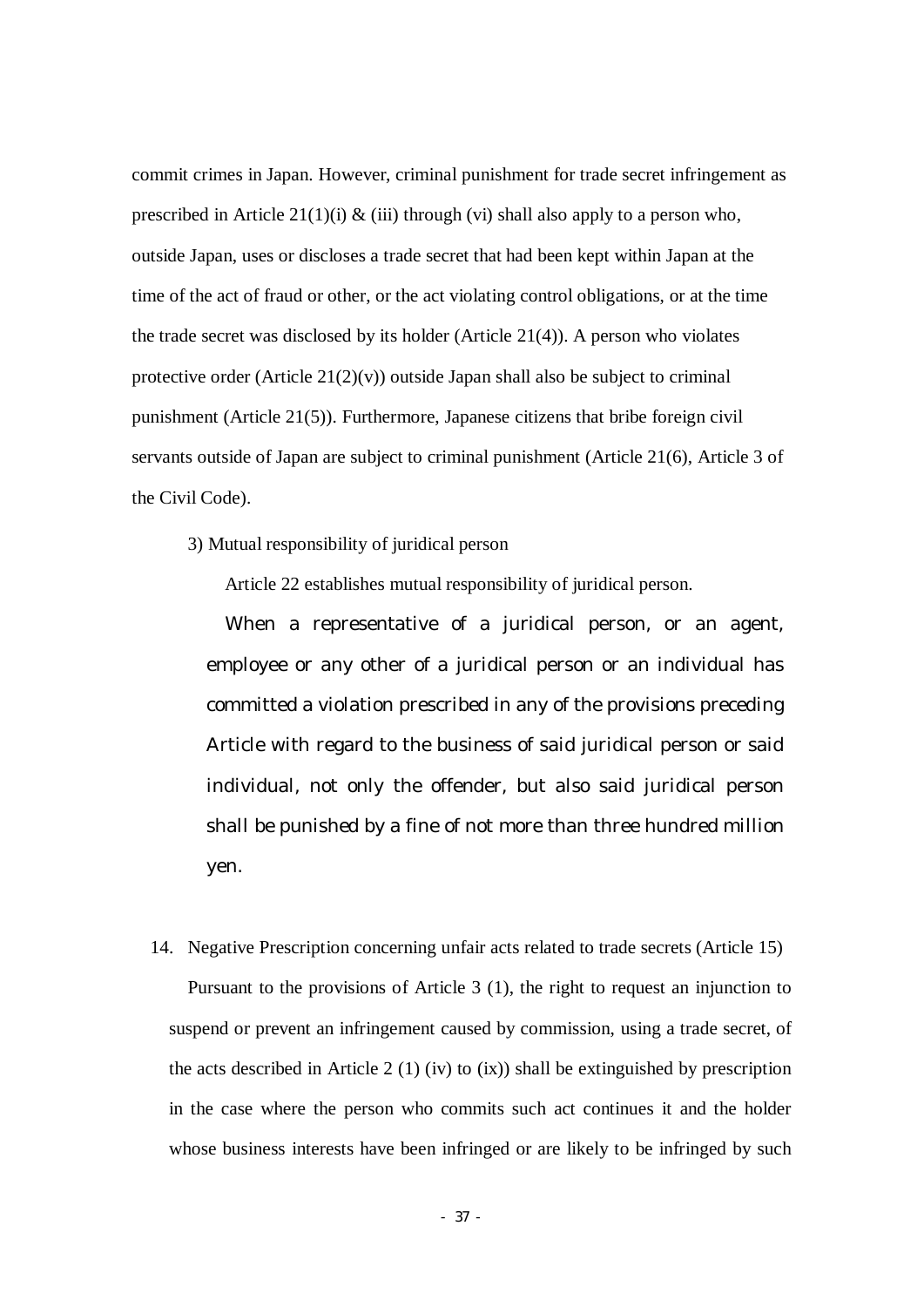commit crimes in Japan. However, criminal punishment for trade secret infringement as prescribed in Article 21(1)(i) & (iii) through (vi) shall also apply to a person who, outside Japan, uses or discloses a trade secret that had been kept within Japan at the time of the act of fraud or other, or the act violating control obligations, or at the time the trade secret was disclosed by its holder (Article 21(4)). A person who violates protective order (Article 21(2)(v)) outside Japan shall also be subject to criminal punishment (Article 21(5)). Furthermore, Japanese citizens that bribe foreign civil servants outside of Japan are subject to criminal punishment (Article 21(6), Article 3 of the Civil Code).

3) Mutual responsibility of juridical person

Article 22 establishes mutual responsibility of juridical person.

> When a representative of a juridical person, or an agent, employee or any other of a juridical person or an individual has committed a violation prescribed in any of the provisions preceding Article with regard to the business of said juridical person or said individual, not only the offender, but also said juridical person shall be punished by a fine of not more than three hundred million yen.

14. Negative Prescription concerning unfair acts related to trade secrets (Article 15)

Pursuant to the provisions of Article 3 (1), the right to request an injunction to suspend or prevent an infringement caused by commission, using a trade secret, of the acts described in Article 2 (1) (iv) to (ix)) shall be extinguished by prescription in the case where the person who commits such act continues it and the holder whose business interests have been infringed or are likely to be infringed by such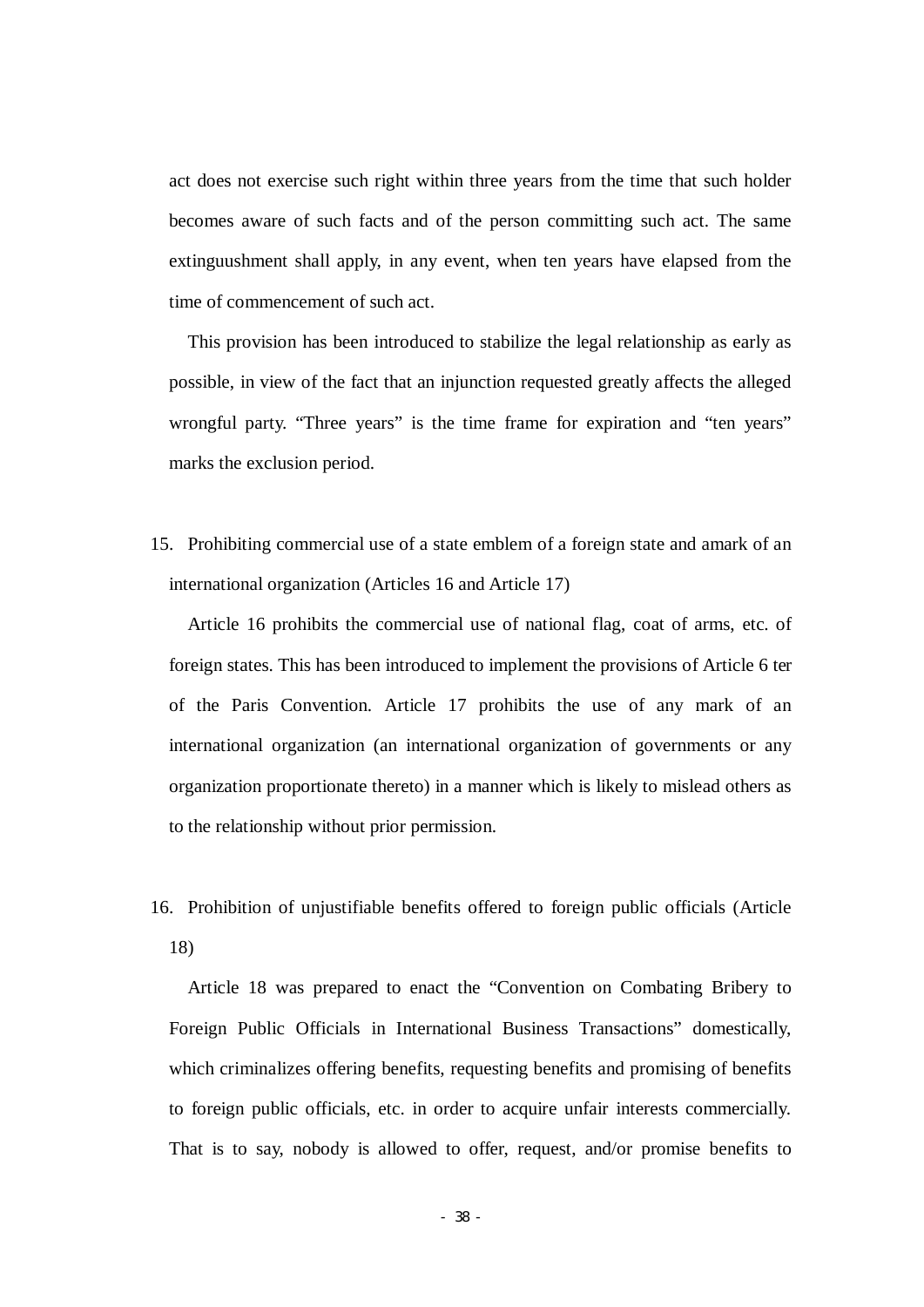act does not exercise such right within three years from the time that such holder becomes aware of such facts and of the person committing such act. The same extinguushment shall apply, in any event, when ten years have elapsed from the time of commencement of such act.

This provision has been introduced to stabilize the legal relationship as early as possible, in view of the fact that an injunction requested greatly affects the alleged wrongful party. “Three years” is the time frame for expiration and “ten years” marks the exclusion period.

15. Prohibiting commercial use of a state emblem of a foreign state and amark of an international organization (Articles 16 and Article 17)

   Article 16 prohibits the commercial use of national flag, coat of arms, etc. of foreign states. This has been introduced to implement the provisions of Article 6 ter of the Paris Convention. Article 17 prohibits the use of any mark of an international organization (an international organization of governments or any organization proportionate thereto) in a manner which is likely to mislead others as to the relationship without prior permission.

16. Prohibition of unjustifiable benefits offered to foreign public officials (Article 18)

   Article 18 was prepared to enact the “Convention on Combating Bribery to Foreign Public Officials in International Business Transactions” domestically, which criminalizes offering benefits, requesting benefits and promising of benefits to foreign public officials, etc. in order to acquire unfair interests commercially. That is to say, nobody is allowed to offer, request, and/or promise benefits to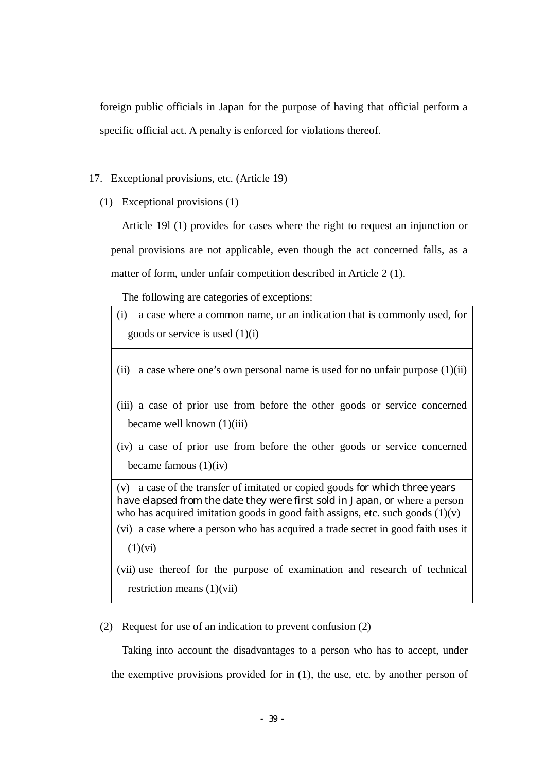foreign public officials in Japan for the purpose of having that official perform a specific official act. A penalty is enforced for violations thereof.

17. Exceptional provisions, etc. (Article 19)

(1) Exceptional provisions (1)

Article 19l (1) provides for cases where the right to request an injunction or penal provisions are not applicable, even though the act concerned falls, as a matter of form, under unfair competition described in Article 2 (1).

The following are categories of exceptions:

| |
|---|
| (i) a case where a common name, or an indication that is commonly used, for goods or service is used (1)(i) |
| (ii) a case where one's own personal name is used for no unfair purpose (1)(ii) |
| (iii) a case of prior use from before the other goods or service concerned became well known (1)(iii) |
| (iv) a case of prior use from before the other goods or service concerned became famous (1)(iv) |
| (v) a case of the transfer of imitated or copied goods for which three years have elapsed from the date they were first sold in Japan, or where a person who has acquired imitation goods in good faith assigns, etc. such goods (1)(v) |
| (vi) a case where a person who has acquired a trade secret in good faith uses it (1)(vi) |
| (vii) use thereof for the purpose of examination and research of technical restriction means (1)(vii) |

(2) Request for use of an indication to prevent confusion (2)

Taking into account the disadvantages to a person who has to accept, under the exemptive provisions provided for in (1), the use, etc. by another person of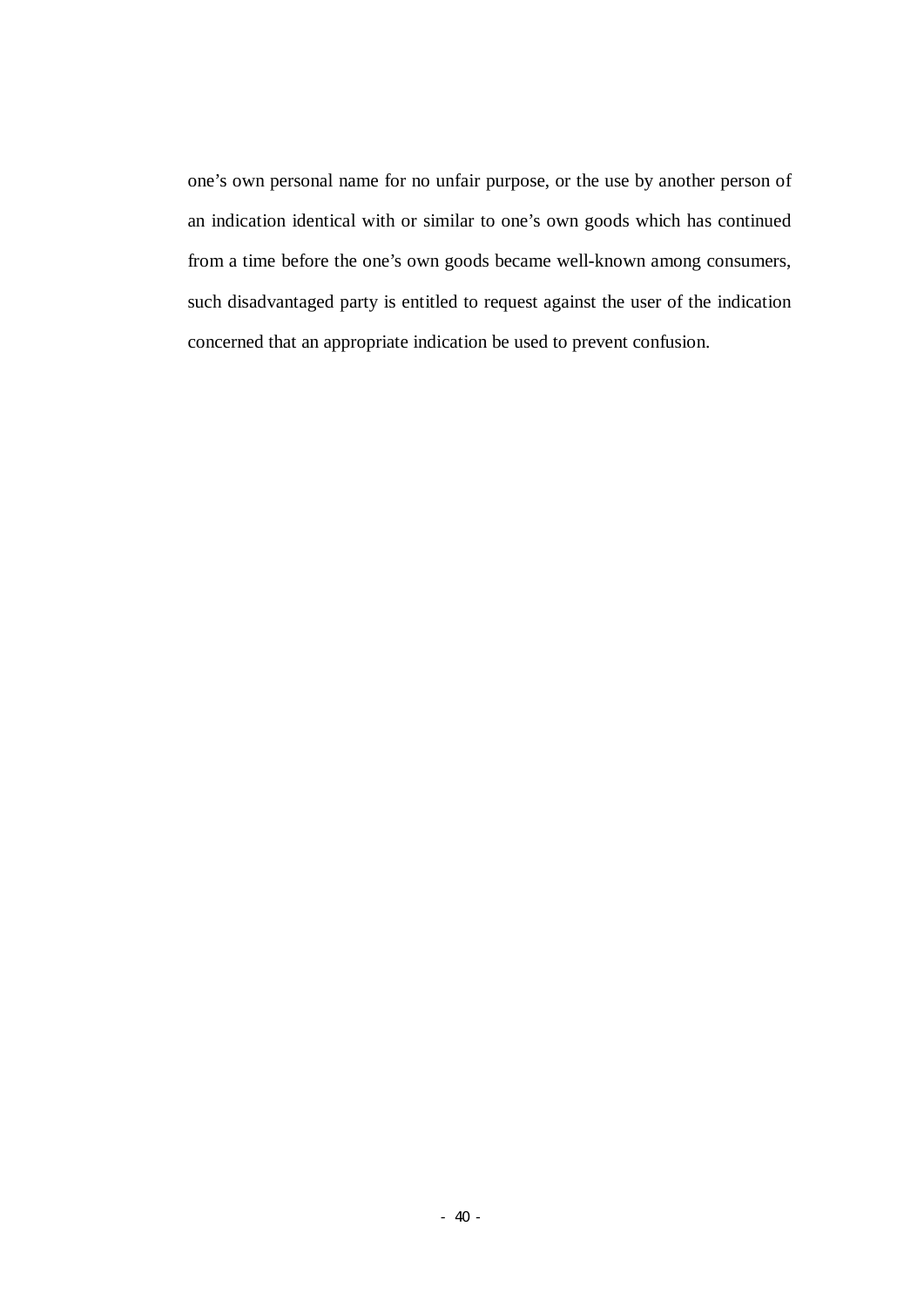one’s own personal name for no unfair purpose, or the use by another person of an indication identical with or similar to one’s own goods which has continued from a time before the one’s own goods became well-known among consumers, such disadvantaged party is entitled to request against the user of the indication concerned that an appropriate indication be used to prevent confusion.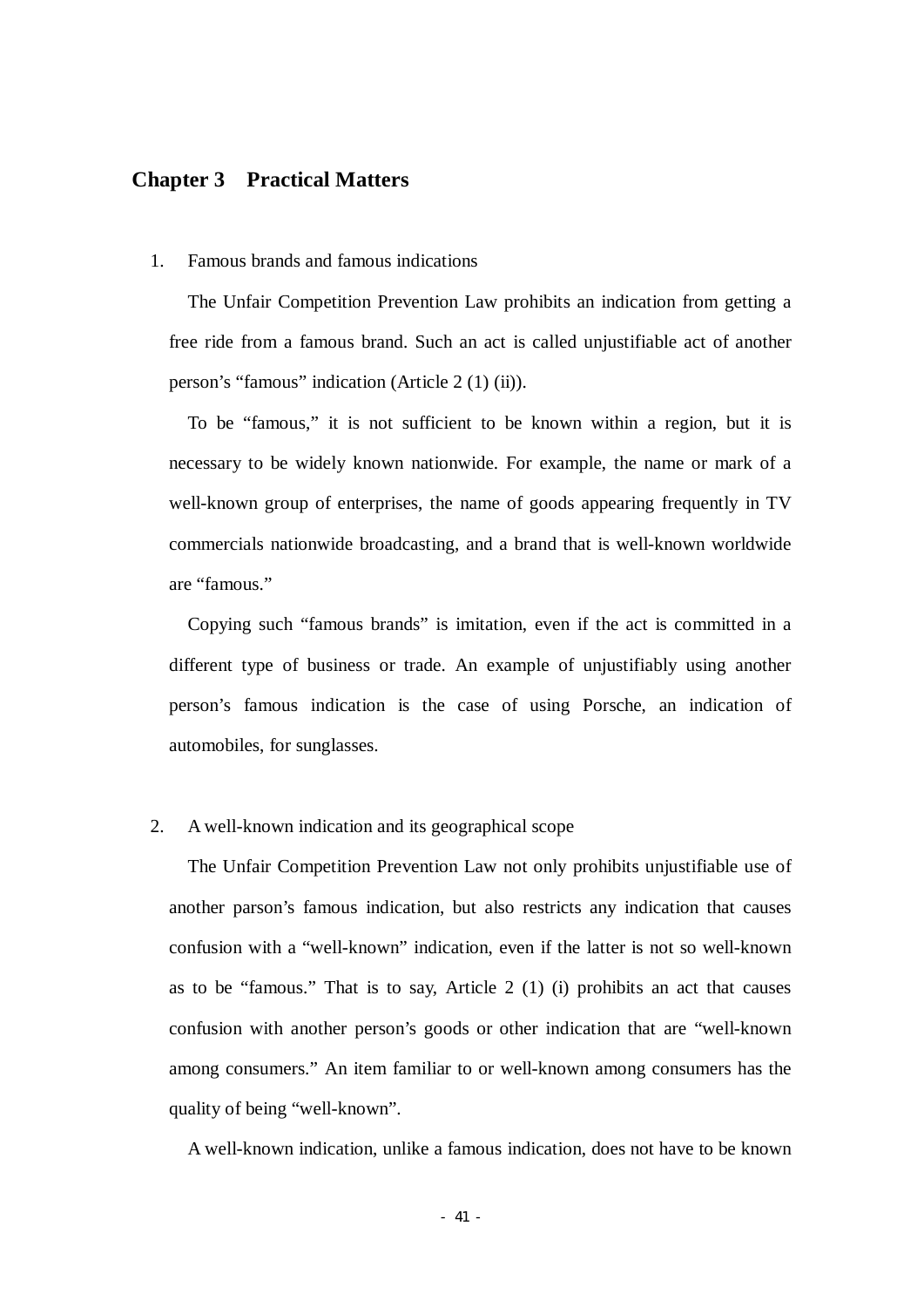## Chapter 3　Practical Matters

1. Famous brands and famous indications

The Unfair Competition Prevention Law prohibits an indication from getting a free ride from a famous brand. Such an act is called unjustifiable act of another person's "famous" indication (Article 2 (1) (ii)).

To be "famous," it is not sufficient to be known within a region, but it is necessary to be widely known nationwide. For example, the name or mark of a well-known group of enterprises, the name of goods appearing frequently in TV commercials nationwide broadcasting, and a brand that is well-known worldwide are "famous."

Copying such "famous brands" is imitation, even if the act is committed in a different type of business or trade. An example of unjustifiably using another person's famous indication is the case of using Porsche, an indication of automobiles, for sunglasses.

2. A well-known indication and its geographical scope

The Unfair Competition Prevention Law not only prohibits unjustifiable use of another parson's famous indication, but also restricts any indication that causes confusion with a "well-known" indication, even if the latter is not so well-known as to be "famous." That is to say, Article 2 (1) (i) prohibits an act that causes confusion with another person's goods or other indication that are "well-known among consumers." An item familiar to or well-known among consumers has the quality of being "well-known".

A well-known indication, unlike a famous indication, does not have to be known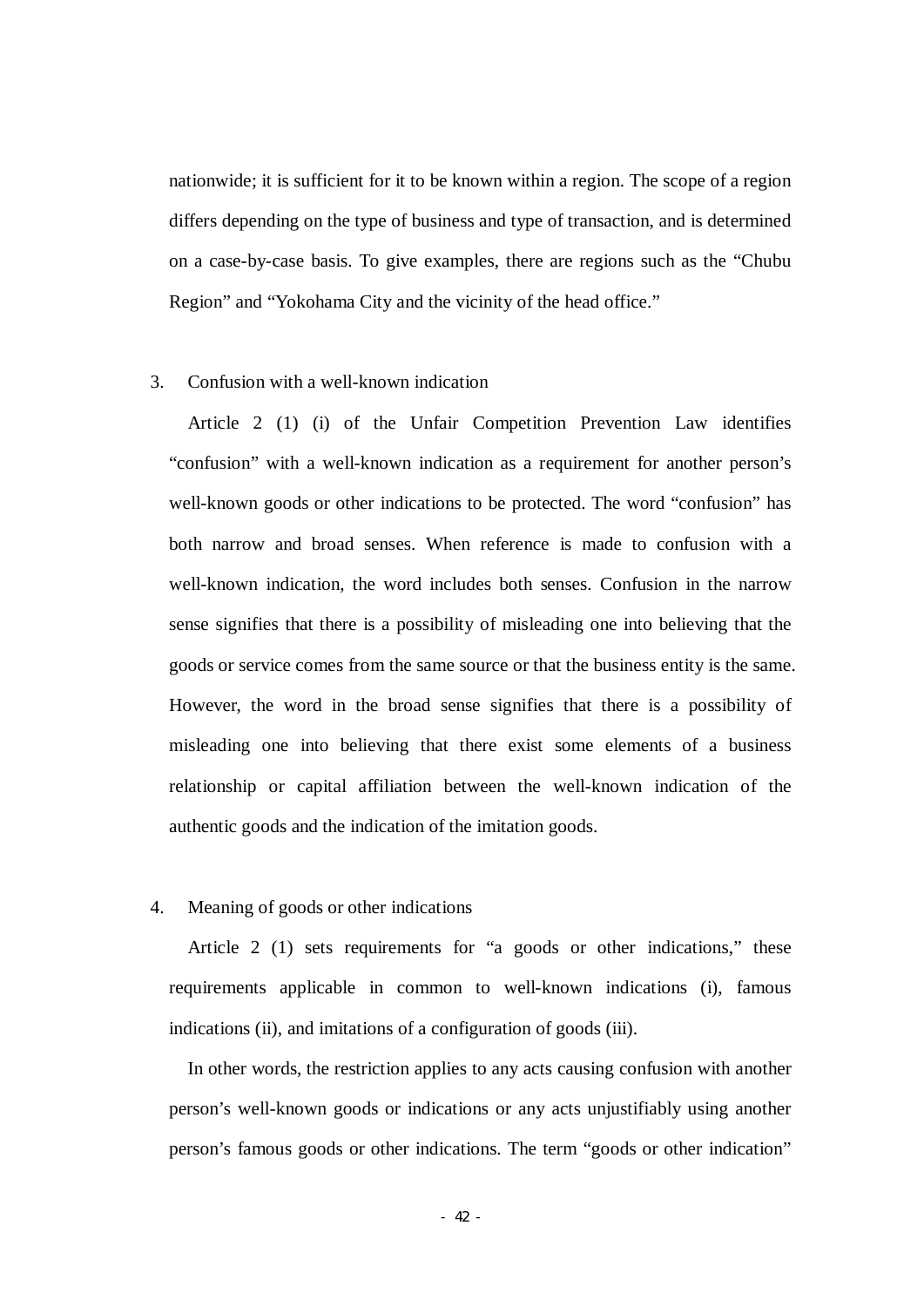nationwide; it is sufficient for it to be known within a region. The scope of a region differs depending on the type of business and type of transaction, and is determined on a case-by-case basis. To give examples, there are regions such as the "Chubu Region" and "Yokohama City and the vicinity of the head office."

3. Confusion with a well-known indication

Article 2 (1) (i) of the Unfair Competition Prevention Law identifies "confusion" with a well-known indication as a requirement for another person's well-known goods or other indications to be protected. The word "confusion" has both narrow and broad senses. When reference is made to confusion with a well-known indication, the word includes both senses. Confusion in the narrow sense signifies that there is a possibility of misleading one into believing that the goods or service comes from the same source or that the business entity is the same. However, the word in the broad sense signifies that there is a possibility of misleading one into believing that there exist some elements of a business relationship or capital affiliation between the well-known indication of the authentic goods and the indication of the imitation goods.

4. Meaning of goods or other indications

Article 2 (1) sets requirements for "a goods or other indications," these requirements applicable in common to well-known indications (i), famous indications (ii), and imitations of a configuration of goods (iii).

In other words, the restriction applies to any acts causing confusion with another person's well-known goods or indications or any acts unjustifiably using another person's famous goods or other indications. The term "goods or other indication"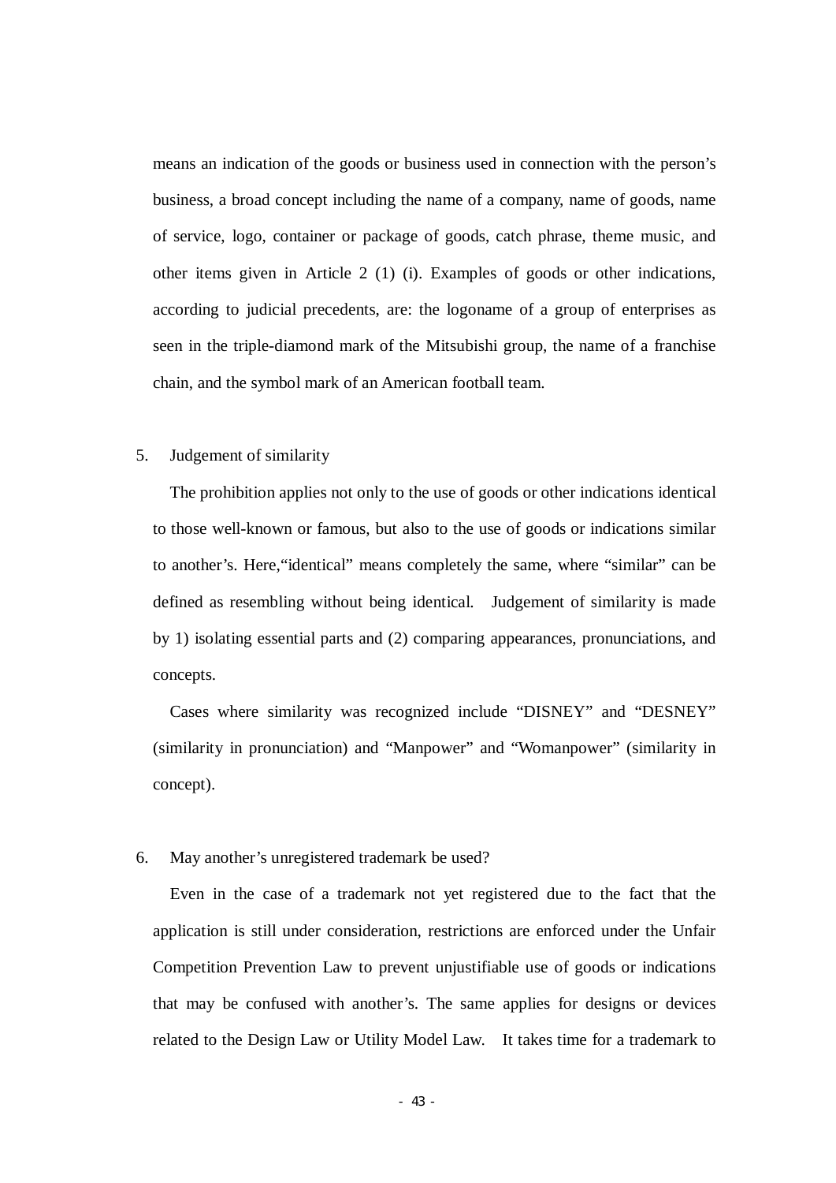means an indication of the goods or business used in connection with the person's business, a broad concept including the name of a company, name of goods, name of service, logo, container or package of goods, catch phrase, theme music, and other items given in Article 2 (1) (i). Examples of goods or other indications, according to judicial precedents, are: the logoname of a group of enterprises as seen in the triple-diamond mark of the Mitsubishi group, the name of a franchise chain, and the symbol mark of an American football team.

5. Judgement of similarity

The prohibition applies not only to the use of goods or other indications identical to those well-known or famous, but also to the use of goods or indications similar to another's. Here,"identical" means completely the same, where "similar" can be defined as resembling without being identical. Judgement of similarity is made by 1) isolating essential parts and (2) comparing appearances, pronunciations, and concepts.

Cases where similarity was recognized include "DISNEY" and "DESNEY" (similarity in pronunciation) and "Manpower" and "Womanpower" (similarity in concept).

6. May another's unregistered trademark be used?

Even in the case of a trademark not yet registered due to the fact that the application is still under consideration, restrictions are enforced under the Unfair Competition Prevention Law to prevent unjustifiable use of goods or indications that may be confused with another's. The same applies for designs or devices related to the Design Law or Utility Model Law. It takes time for a trademark to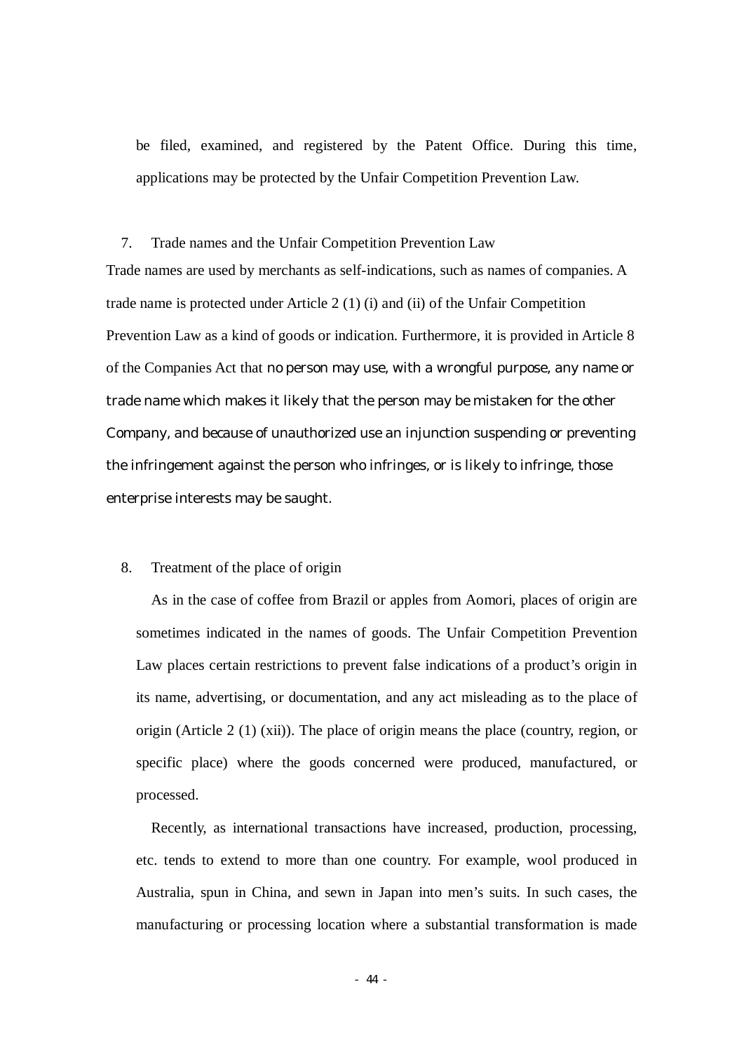be filed, examined, and registered by the Patent Office. During this time, applications may be protected by the Unfair Competition Prevention Law.

7. Trade names and the Unfair Competition Prevention Law

Trade names are used by merchants as self-indications, such as names of companies. A trade name is protected under Article 2 (1) (i) and (ii) of the Unfair Competition Prevention Law as a kind of goods or indication. Furthermore, it is provided in Article 8 of the Companies Act that no person may use, with a wrongful purpose, any name or trade name which makes it likely that the person may be mistaken for the other Company, and because of unauthorized use an injunction suspending or preventing the infringement against the person who infringes, or is likely to infringe, those enterprise interests may be saught.

8. Treatment of the place of origin

As in the case of coffee from Brazil or apples from Aomori, places of origin are sometimes indicated in the names of goods. The Unfair Competition Prevention Law places certain restrictions to prevent false indications of a product's origin in its name, advertising, or documentation, and any act misleading as to the place of origin (Article 2 (1) (xii)). The place of origin means the place (country, region, or specific place) where the goods concerned were produced, manufactured, or processed.

Recently, as international transactions have increased, production, processing, etc. tends to extend to more than one country. For example, wool produced in Australia, spun in China, and sewn in Japan into men's suits. In such cases, the manufacturing or processing location where a substantial transformation is made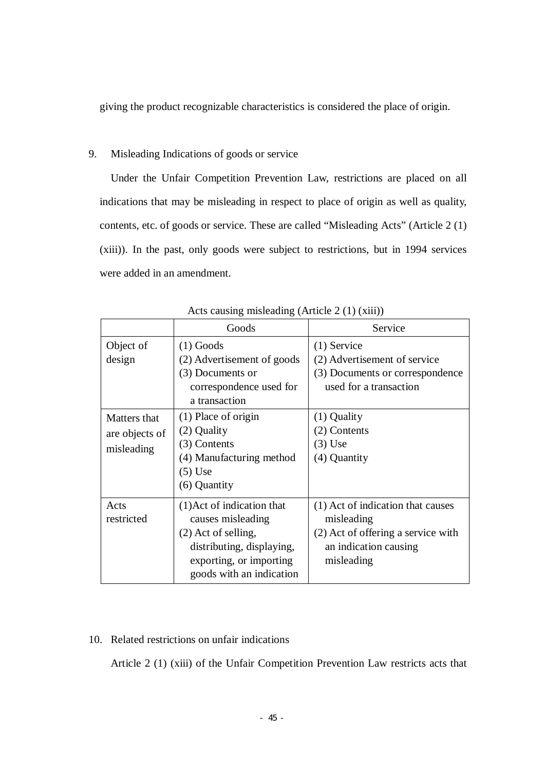giving the product recognizable characteristics is considered the place of origin.

9. Misleading Indications of goods or service

Under the Unfair Competition Prevention Law, restrictions are placed on all indications that may be misleading in respect to place of origin as well as quality, contents, etc. of goods or service. These are called "Misleading Acts" (Article 2 (1) (xiii)). In the past, only goods were subject to restrictions, but in 1994 services were added in an amendment.

Acts causing misleading (Article 2 (1) (xiii))

| | Goods | Service |
|---|---|---|
| Object of design | (1) Goods<br>(2) Advertisement of goods<br>(3) Documents or correspondence used for a transaction | (1) Service<br>(2) Advertisement of service<br>(3) Documents or correspondence used for a transaction |
| Matters that are objects of misleading | (1) Place of origin<br>(2) Quality<br>(3) Contents<br>(4) Manufacturing method<br>(5) Use<br>(6) Quantity | (1) Quality<br>(2) Contents<br>(3) Use<br>(4) Quantity |
| Acts restricted | (1)Act of indication that causes misleading<br>(2) Act of selling, distributing, displaying, exporting, or importing goods with an indication | (1) Act of indication that causes misleading<br>(2) Act of offering a service with an indication causing misleading |

10. Related restrictions on unfair indications

Article 2 (1) (xiii) of the Unfair Competition Prevention Law restricts acts that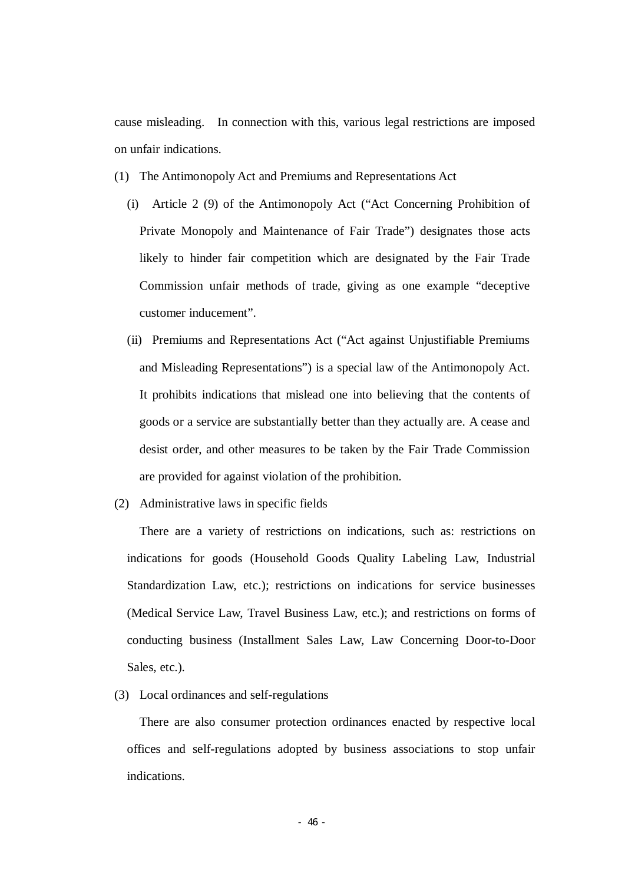cause misleading. In connection with this, various legal restrictions are imposed on unfair indications.

(1) The Antimonopoly Act and Premiums and Representations Act

(i) Article 2 (9) of the Antimonopoly Act ("Act Concerning Prohibition of Private Monopoly and Maintenance of Fair Trade") designates those acts likely to hinder fair competition which are designated by the Fair Trade Commission unfair methods of trade, giving as one example "deceptive customer inducement".

(ii) Premiums and Representations Act ("Act against Unjustifiable Premiums and Misleading Representations") is a special law of the Antimonopoly Act. It prohibits indications that mislead one into believing that the contents of goods or a service are substantially better than they actually are. A cease and desist order, and other measures to be taken by the Fair Trade Commission are provided for against violation of the prohibition.

(2) Administrative laws in specific fields

There are a variety of restrictions on indications, such as: restrictions on indications for goods (Household Goods Quality Labeling Law, Industrial Standardization Law, etc.); restrictions on indications for service businesses (Medical Service Law, Travel Business Law, etc.); and restrictions on forms of conducting business (Installment Sales Law, Law Concerning Door-to-Door Sales, etc.).

(3) Local ordinances and self-regulations

There are also consumer protection ordinances enacted by respective local offices and self-regulations adopted by business associations to stop unfair indications.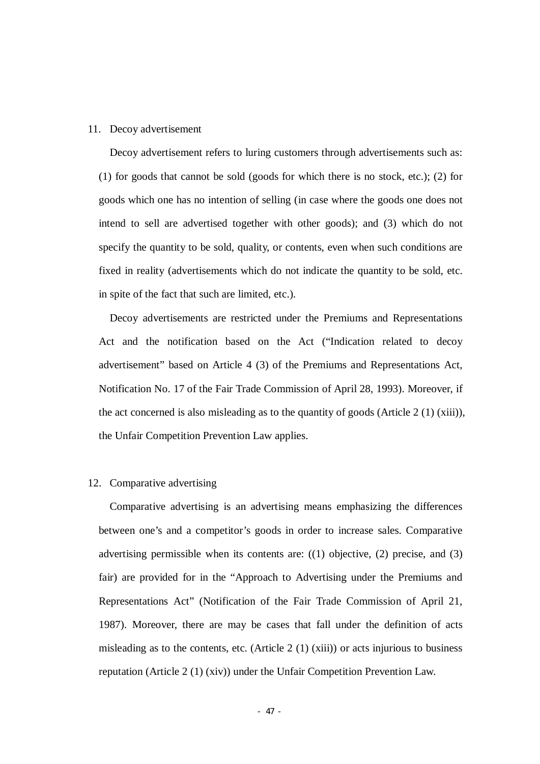11. Decoy advertisement

Decoy advertisement refers to luring customers through advertisements such as: (1) for goods that cannot be sold (goods for which there is no stock, etc.); (2) for goods which one has no intention of selling (in case where the goods one does not intend to sell are advertised together with other goods); and (3) which do not specify the quantity to be sold, quality, or contents, even when such conditions are fixed in reality (advertisements which do not indicate the quantity to be sold, etc. in spite of the fact that such are limited, etc.).

Decoy advertisements are restricted under the Premiums and Representations Act and the notification based on the Act ("Indication related to decoy advertisement" based on Article 4 (3) of the Premiums and Representations Act, Notification No. 17 of the Fair Trade Commission of April 28, 1993). Moreover, if the act concerned is also misleading as to the quantity of goods (Article 2 (1) (xiii)), the Unfair Competition Prevention Law applies.

12. Comparative advertising

Comparative advertising is an advertising means emphasizing the differences between one's and a competitor's goods in order to increase sales. Comparative advertising permissible when its contents are: ((1) objective, (2) precise, and (3) fair) are provided for in the "Approach to Advertising under the Premiums and Representations Act" (Notification of the Fair Trade Commission of April 21, 1987). Moreover, there are may be cases that fall under the definition of acts misleading as to the contents, etc. (Article 2 (1) (xiii)) or acts injurious to business reputation (Article 2 (1) (xiv)) under the Unfair Competition Prevention Law.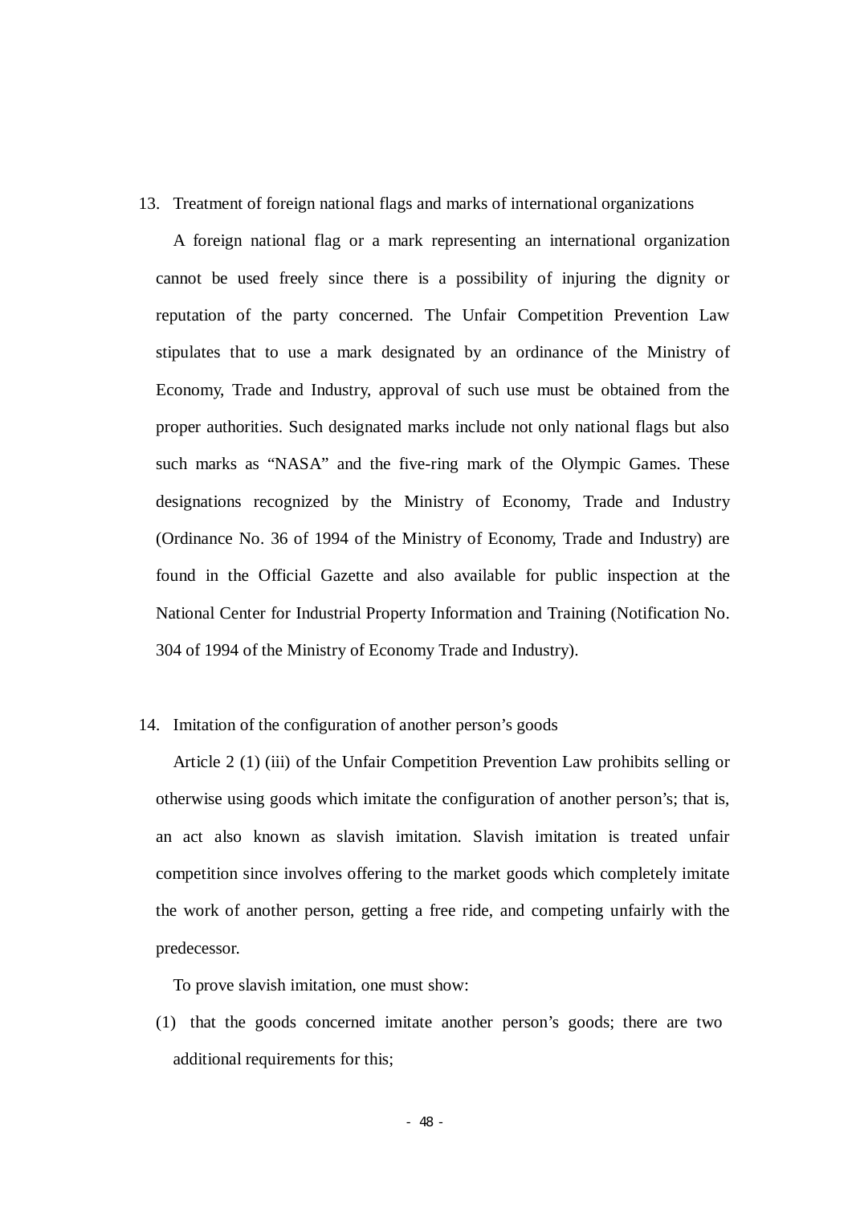## 13. Treatment of foreign national flags and marks of international organizations

A foreign national flag or a mark representing an international organization cannot be used freely since there is a possibility of injuring the dignity or reputation of the party concerned. The Unfair Competition Prevention Law stipulates that to use a mark designated by an ordinance of the Ministry of Economy, Trade and Industry, approval of such use must be obtained from the proper authorities. Such designated marks include not only national flags but also such marks as "NASA" and the five-ring mark of the Olympic Games. These designations recognized by the Ministry of Economy, Trade and Industry (Ordinance No. 36 of 1994 of the Ministry of Economy, Trade and Industry) are found in the Official Gazette and also available for public inspection at the National Center for Industrial Property Information and Training (Notification No. 304 of 1994 of the Ministry of Economy Trade and Industry).

## 14. Imitation of the configuration of another person's goods

Article 2 (1) (iii) of the Unfair Competition Prevention Law prohibits selling or otherwise using goods which imitate the configuration of another person's; that is, an act also known as slavish imitation. Slavish imitation is treated unfair competition since involves offering to the market goods which completely imitate the work of another person, getting a free ride, and competing unfairly with the predecessor.

To prove slavish imitation, one must show:

(1) that the goods concerned imitate another person's goods; there are two additional requirements for this;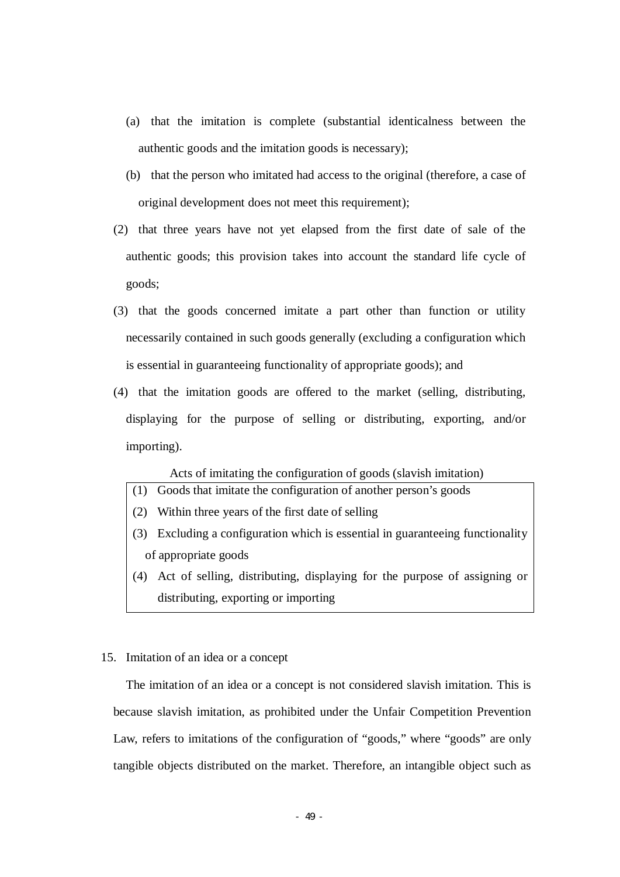(a) that the imitation is complete (substantial identicalness between the authentic goods and the imitation goods is necessary);

(b) that the person who imitated had access to the original (therefore, a case of original development does not meet this requirement);

(2) that three years have not yet elapsed from the first date of sale of the authentic goods; this provision takes into account the standard life cycle of goods;

(3) that the goods concerned imitate a part other than function or utility necessarily contained in such goods generally (excluding a configuration which is essential in guaranteeing functionality of appropriate goods); and

(4) that the imitation goods are offered to the market (selling, distributing, displaying for the purpose of selling or distributing, exporting, and/or importing).

| Acts of imitating the configuration of goods (slavish imitation) |
|---|
| (1) Goods that imitate the configuration of another person's goods |
| (2) Within three years of the first date of selling |
| (3) Excluding a configuration which is essential in guaranteeing functionality of appropriate goods |
| (4) Act of selling, distributing, displaying for the purpose of assigning or distributing, exporting or importing |

15. Imitation of an idea or a concept

The imitation of an idea or a concept is not considered slavish imitation. This is because slavish imitation, as prohibited under the Unfair Competition Prevention Law, refers to imitations of the configuration of "goods," where "goods" are only tangible objects distributed on the market. Therefore, an intangible object such as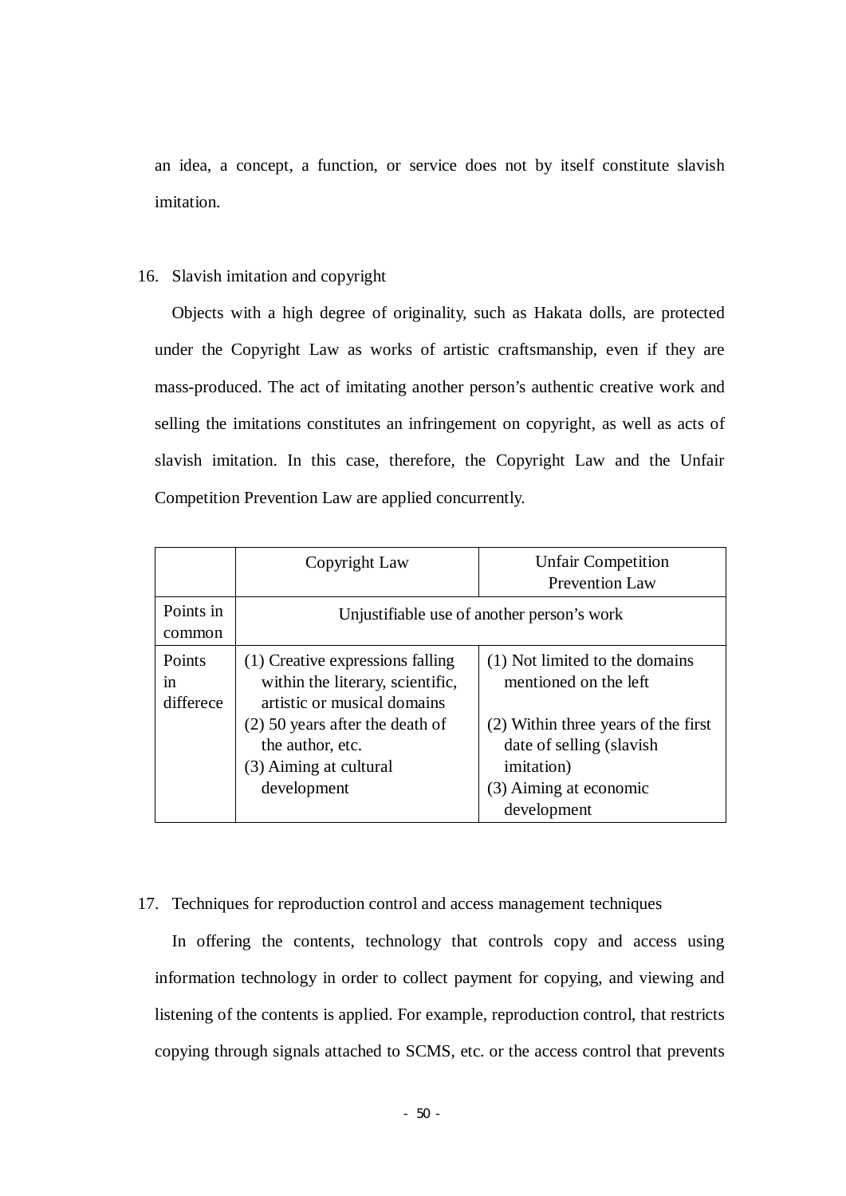an idea, a concept, a function, or service does not by itself constitute slavish imitation.

16. Slavish imitation and copyright

Objects with a high degree of originality, such as Hakata dolls, are protected under the Copyright Law as works of artistic craftsmanship, even if they are mass-produced. The act of imitating another person's authentic creative work and selling the imitations constitutes an infringement on copyright, as well as acts of slavish imitation. In this case, therefore, the Copyright Law and the Unfair Competition Prevention Law are applied concurrently.

| | Copyright Law | Unfair Competition Prevention Law |
|---|---|---|
| Points in common | Unjustifiable use of another person's work | |
| Points in differece | (1) Creative expressions falling within the literary, scientific, artistic or musical domains<br>(2) 50 years after the death of the author, etc.<br>(3) Aiming at cultural development | (1) Not limited to the domains mentioned on the left<br>(2) Within three years of the first date of selling (slavish imitation)<br>(3) Aiming at economic development |

17. Techniques for reproduction control and access management techniques

In offering the contents, technology that controls copy and access using information technology in order to collect payment for copying, and viewing and listening of the contents is applied. For example, reproduction control, that restricts copying through signals attached to SCMS, etc. or the access control that prevents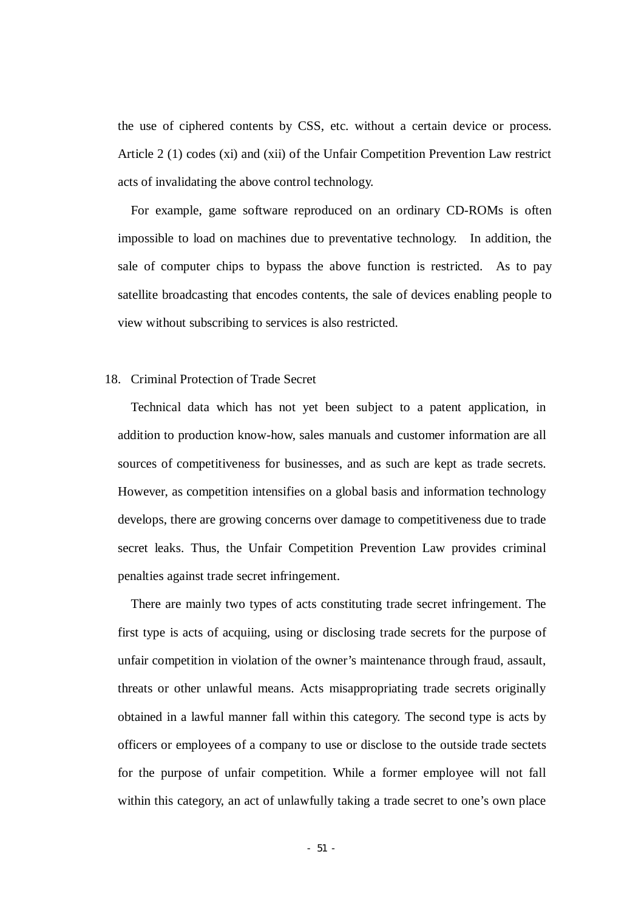the use of ciphered contents by CSS, etc. without a certain device or process. Article 2 (1) codes (xi) and (xii) of the Unfair Competition Prevention Law restrict acts of invalidating the above control technology.

For example, game software reproduced on an ordinary CD-ROMs is often impossible to load on machines due to preventative technology. In addition, the sale of computer chips to bypass the above function is restricted. As to pay satellite broadcasting that encodes contents, the sale of devices enabling people to view without subscribing to services is also restricted.

## 18. Criminal Protection of Trade Secret

Technical data which has not yet been subject to a patent application, in addition to production know-how, sales manuals and customer information are all sources of competitiveness for businesses, and as such are kept as trade secrets. However, as competition intensifies on a global basis and information technology develops, there are growing concerns over damage to competitiveness due to trade secret leaks. Thus, the Unfair Competition Prevention Law provides criminal penalties against trade secret infringement.

There are mainly two types of acts constituting trade secret infringement. The first type is acts of acquiing, using or disclosing trade secrets for the purpose of unfair competition in violation of the owner's maintenance through fraud, assault, threats or other unlawful means. Acts misappropriating trade secrets originally obtained in a lawful manner fall within this category. The second type is acts by officers or employees of a company to use or disclose to the outside trade sectets for the purpose of unfair competition. While a former employee will not fall within this category, an act of unlawfully taking a trade secret to one's own place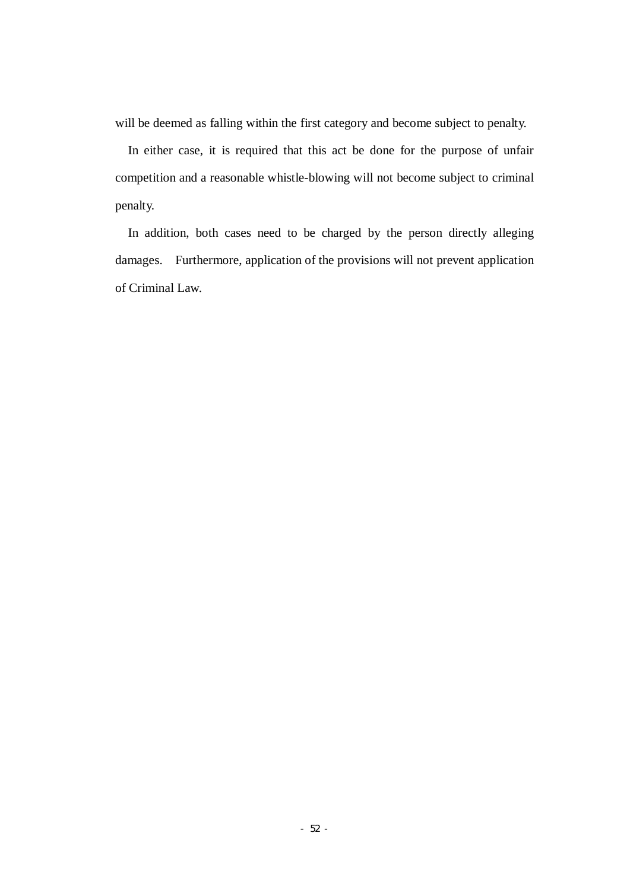will be deemed as falling within the first category and become subject to penalty.

In either case, it is required that this act be done for the purpose of unfair competition and a reasonable whistle-blowing will not become subject to criminal penalty.

In addition, both cases need to be charged by the person directly alleging damages. Furthermore, application of the provisions will not prevent application of Criminal Law.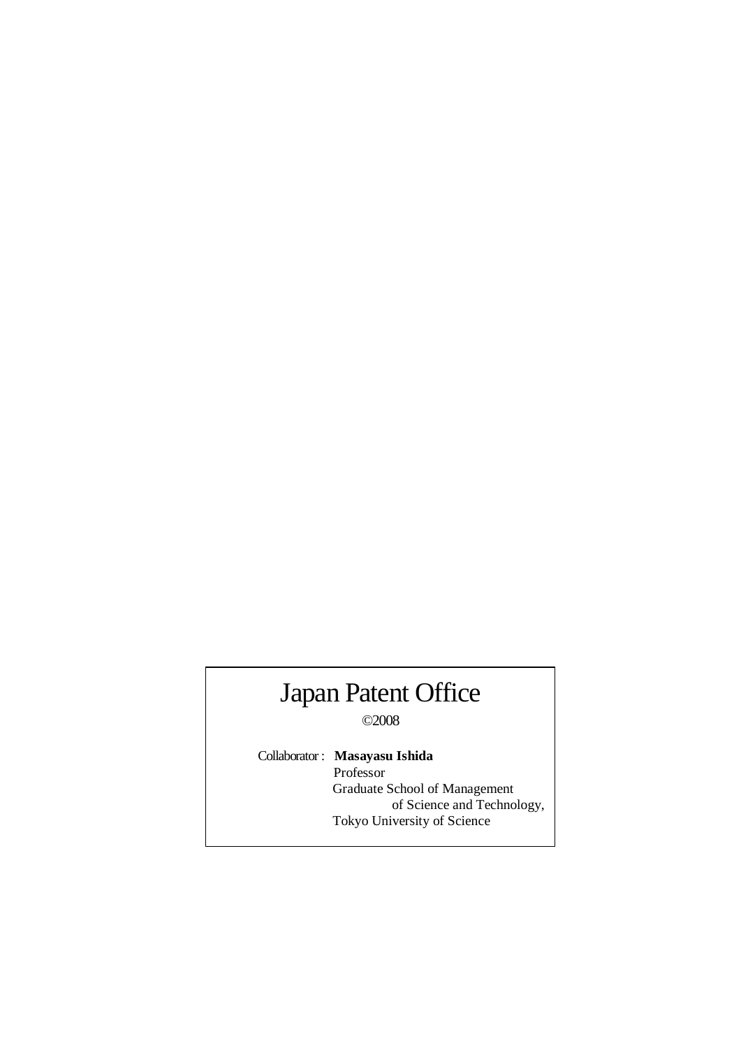# Japan Patent Office

©2008

Collaborator : **Masayasu Ishida**
Professor
Graduate School of Management of Science and Technology,
Tokyo University of Science